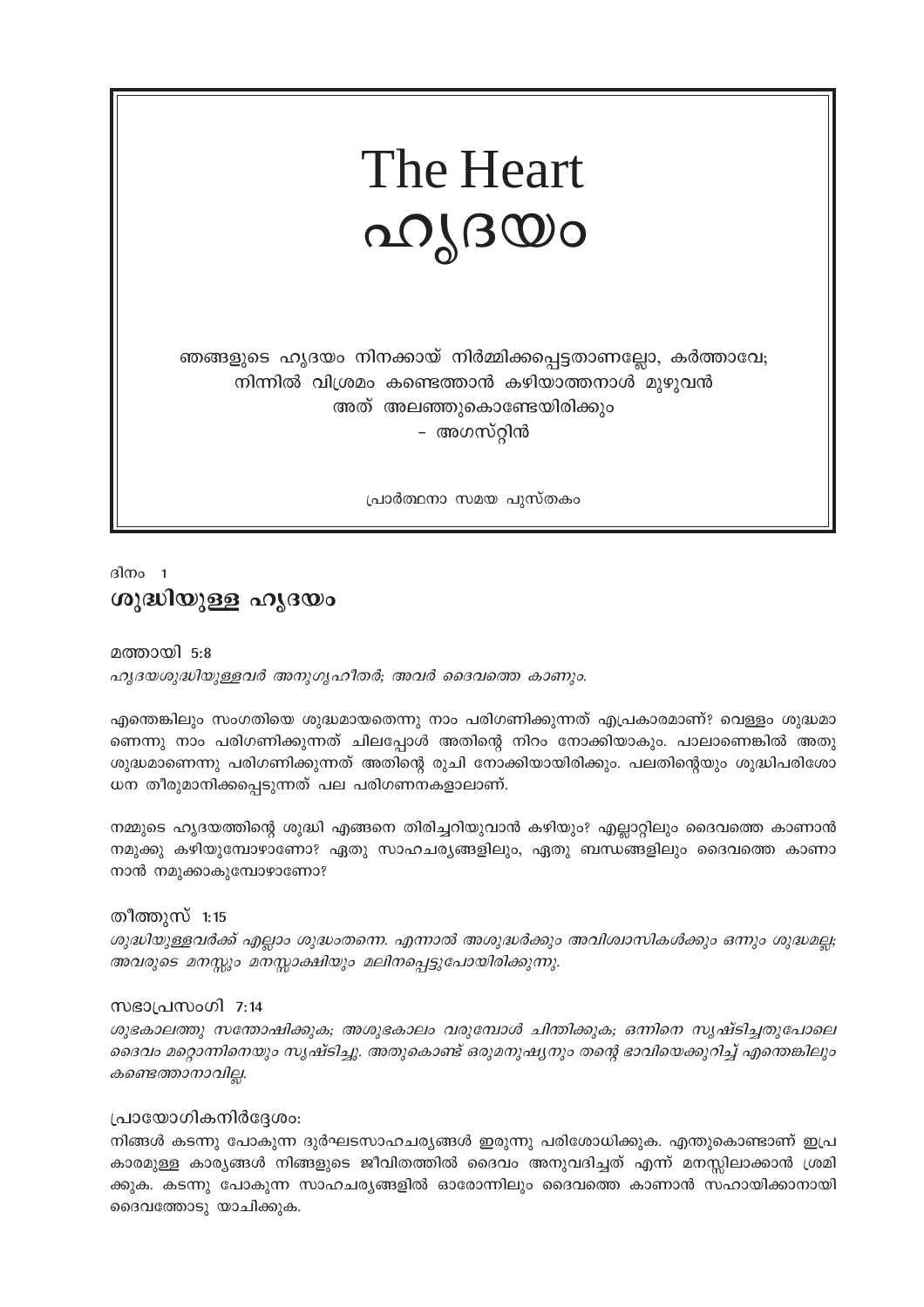# The Heart
# ഹൃദയം

ഞങ്ങളുടെ ഹൃദയം നിനക്കായ് നിർമ്മിക്കപ്പെട്ടതാണല്ലോ, കർത്താവേ;
നിന്നിൽ വിശ്രമം കണ്ടെത്താൻ കഴിയാത്തനാൾ മുഴുവൻ
അത് അലഞ്ഞുകൊണ്ടേയിരിക്കും
- അഗസ്റ്റിൻ

പ്രാർത്ഥനാ സമയ പുസ്തകം

ദിനം 1

## ശുദ്ധിയുള്ള ഹൃദയം

മത്തായി 5:8

*ഹൃദയശുദ്ധിയുള്ളവർ അനുഗൃഹീതർ; അവർ ദൈവത്തെ കാണും.*

എന്തെങ്കിലും സംഗതിയെ ശുദ്ധമായതെന്നു നാം പരിഗണിക്കുന്നത് എപ്രകാരമാണ്? വെള്ളം ശുദ്ധമാണെന്നു നാം പരിഗണിക്കുന്നത് ചിലപ്പോൾ അതിന്റെ നിറം നോക്കിയാകും. പാലാണെങ്കിൽ അതു ശുദ്ധമാണെന്നു പരിഗണിക്കുന്നത് അതിന്റെ രുചി നോക്കിയായിരിക്കും. പലതിന്റെയും ശുദ്ധിപരിശോധന തീരുമാനിക്കപ്പെടുന്നത് പല പരിഗണനകളാലാണ്.

നമ്മുടെ ഹൃദയത്തിന്റെ ശുദ്ധി എങ്ങനെ തിരിച്ചറിയുവാൻ കഴിയും? എല്ലാറ്റിലും ദൈവത്തെ കാണാൻ നമുക്കു കഴിയുമ്പോഴാണോ? ഏതു സാഹചര്യങ്ങളിലും, ഏതു ബന്ധങ്ങളിലും ദൈവത്തെ കാണാനാൻ നമുക്കാകുമ്പോഴാണോ?

തീത്തൂസ് 1:15

*ശുദ്ധിയുള്ളവർക്ക് എല്ലാം ശുദ്ധംതന്നെ. എന്നാൽ അശുദ്ധർക്കും അവിശ്വാസികൾക്കും ഒന്നും ശുദ്ധമല്ല; അവരുടെ മനസ്സും മനസ്സാക്ഷിയും മലിനപ്പെട്ടുപോയിരിക്കുന്നു.*

സഭാപ്രസംഗി 7:14

*ശുഭകാലത്തു സന്തോഷിക്കുക; അശുഭകാലം വരുമ്പോൾ ചിന്തിക്കുക; ഒന്നിനെ സൃഷ്ടിച്ചതുപോലെ ദൈവം മറ്റൊന്നിനെയും സൃഷ്ടിച്ചു. അതുകൊണ്ട് ഒരുമനുഷ്യനും തന്റെ ഭാവിയെക്കുറിച്ച് എന്തെങ്കിലും കണ്ടെത്താനാവില്ല.*

പ്രായോഗികനിർദ്ദേശം:

നിങ്ങൾ കടന്നു പോകുന്ന ദുർഘടസാഹചര്യങ്ങൾ ഇരുന്നു പരിശോധിക്കുക. എന്തുകൊണ്ടാണ് ഇപ്രകാരമുള്ള കാര്യങ്ങൾ നിങ്ങളുടെ ജീവിതത്തിൽ ദൈവം അനുവദിച്ചത് എന്ന് മനസ്സിലാക്കാൻ ശ്രമിക്കുക. കടന്നു പോകുന്ന സാഹചര്യങ്ങളിൽ ഓരോന്നിലും ദൈവത്തെ കാണാൻ സഹായിക്കാനായി ദൈവത്തോടു യാചിക്കുക.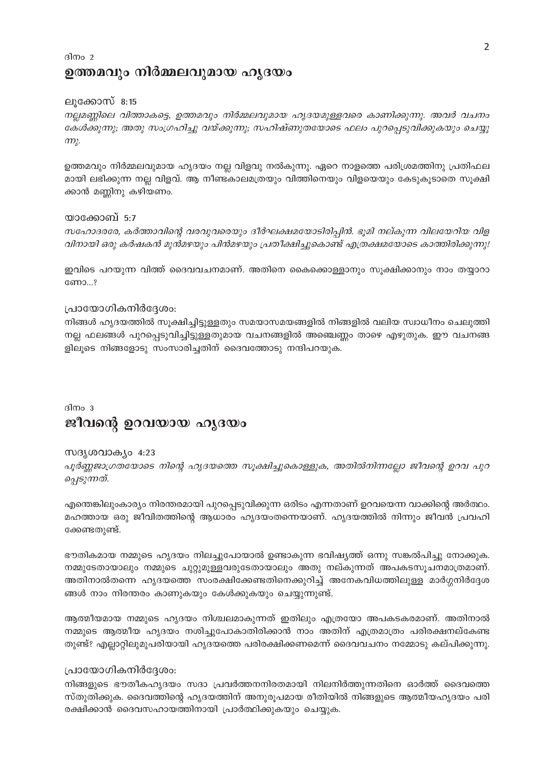ദിനം 2

## ഉത്തമവും നിർമ്മലവുമായ ഹൃദയം

ലൂക്കോസ് 8:15

*നല്ലമണ്ണിലെ വിത്താകട്ടെ, ഉത്തമവും നിർമ്മലവുമായ ഹൃദയമുള്ളവരെ കാണിക്കുന്നു. അവർ വചനം കേൾക്കുന്നു; അതു സംഗ്രഹിച്ചു വയ്ക്കുന്നു; സഹിഷ്ണുതയോടെ ഫലം പുറപ്പെടുവിക്കുകയും ചെയ്യുന്നു.*

ഉത്തമവും നിർമ്മലവുമായ ഹൃദയം നല്ല വിളവു നൽകുന്നു. ഏറെ നാളത്തെ പരിശ്രമത്തിനു പ്രതിഫലമായി ലഭിക്കുന്ന നല്ല വിളവ്. ആ നീണ്ടകാലമത്രയും വിത്തിനെയും വിളയെയും കേടുകൂടാതെ സൂക്ഷിക്കാൻ മണ്ണിനു കഴിയണം.

യാക്കോബ് 5:7

*സഹോദരരേ, കർത്താവിന്റെ വരവുവരെയും ദീർഘക്ഷമയോടിരിപ്പിൻ. ഭൂമി നല്കുന്ന വിലയേറിയ വിളവിനായി ഒരു കർഷകൻ മുൻമഴയും പിൻമഴയും പ്രതീക്ഷിച്ചുകൊണ്ട് എത്രക്ഷമയോടെ കാത്തിരിക്കുന്നു!*

ഇവിടെ പറയുന്ന വിത്ത് ദൈവവചനമാണ്. അതിനെ കൈക്കൊള്ളാനും സൂക്ഷിക്കാനും നാം തയ്യാറാണോ...?

പ്രായോഗികനിർദ്ദേശം:

നിങ്ങൾ ഹൃദയത്തിൽ സൂക്ഷിച്ചിട്ടുള്ളതും സമയാസമയങ്ങളിൽ നിങ്ങളിൽ വലിയ സ്വാധീനം ചെലുത്തി നല്ല ഫലങ്ങൾ പുറപ്പെടുവിച്ചിട്ടുള്ളതുമായ വചനങ്ങളിൽ അഞ്ചെണ്ണം താഴെ എഴുതുക. ഈ വചനങ്ങളിലൂടെ നിങ്ങളോടു സംസാരിച്ചതിന് ദൈവത്തോടു നന്ദിപറയുക.

ദിനം 3

## ജീവന്റെ ഉറവയായ ഹൃദയം

സദൃശവാക്യം 4:23

*പൂർണ്ണജാഗ്രതയോടെ നിന്റെ ഹൃദയത്തെ സൂക്ഷിച്ചുകൊള്ളുക, അതിൽനിന്നല്ലോ ജീവന്റെ ഉറവ പുറപ്പെടുന്നത്.*

എന്തെങ്കിലുംകാര്യം നിരന്തരമായി പുറപ്പെടുവിക്കുന്ന ഒരിടം എന്നതാണ് ഉറവയെന്ന വാക്കിന്റെ അർത്ഥം. മഹത്തായ ഒരു ജീവിതത്തിന്റെ ആധാരം ഹൃദയംതന്നെയാണ്. ഹൃദയത്തിൽ നിന്നും ജീവൻ പ്രവഹിക്കേണ്ടതുണ്ട്.

ഭൗതികമായ നമ്മുടെ ഹൃദയം നിലച്ചുപോയാൽ ഉണ്ടാകുന്ന ഭവിഷ്യത്ത് ഒന്നു സങ്കൽപിച്ചു നോക്കുക. നമ്മുടേതായാലും നമ്മുടെ ചുറ്റുമുള്ളവരുടേതായാലും അതു നല്കുന്നത് അപകടസൂചനമാത്രമാണ്. അതിനാൽതന്നെ ഹൃദയത്തെ സംരക്ഷിക്കേണ്ടതിനെക്കുറിച്ച് അനേകവിധത്തിലുള്ള മാർഗ്ഗനിർദ്ദേശങ്ങൾ നാം നിരന്തരം കാണുകയും കേൾക്കുകയും ചെയ്യുന്നുണ്ട്.

ആത്മീയമായ നമ്മുടെ ഹൃദയം നിശ്ചലമാകുന്നത് ഇതിലും എത്രയോ അപകടകരമാണ്. അതിനാൽ നമ്മുടെ ആത്മീയ ഹൃദയം നശിച്ചുപോകാതിരിക്കാൻ നാം അതിന് എത്രമാത്രം പരിരക്ഷനല്കേണ്ടതുണ്ട്? എല്ലാറ്റിലുമുപരിയായി ഹൃദയത്തെ പരിരക്ഷിക്കണമെന്ന് ദൈവവചനം നമ്മോടു കല്പിക്കുന്നു.

പ്രായോഗികനിർദ്ദേശം:

നിങ്ങളുടെ ഭൗതികഹൃദയം സദാ പ്രവർത്തനനിരതമായി നിലനിർത്തുന്നതിനെ ഓർത്ത് ദൈവത്തെ സ്തുതിക്കുക. ദൈവത്തിന്റെ ഹൃദയത്തിന് അനുരൂപമായ രീതിയിൽ നിങ്ങളുടെ ആത്മീയഹൃദയം പരിരക്ഷിക്കാൻ ദൈവസഹായത്തിനായി പ്രാർത്ഥിക്കുകയും ചെയ്യുക.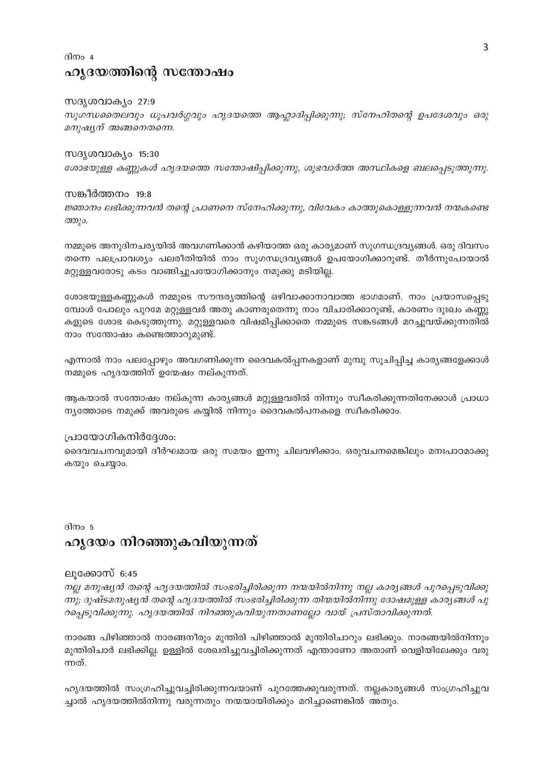ദിനം 4

## ഹൃദയത്തിന്റെ സന്തോഷം

സദൃശവാക്യം 27:9

*സുഗന്ധതൈലവും ധൂപവർഗ്ഗവും ഹൃദയത്തെ ആഹ്ലാദിപ്പിക്കുന്നു; സ്നേഹിതന്റെ ഉപദേശവും ഒരു മനുഷ്യന് അങ്ങനെതന്നെ.*

സദൃശവാക്യം 15:30

*ശോഭയുള്ള കണ്ണുകൾ ഹൃദയത്തെ സന്തോഷിപ്പിക്കുന്നു, ശുഭവാർത്ത അസ്ഥികളെ ബലപ്പെടുത്തുന്നു.*

സങ്കീർത്തനം 19:8

*ജ്ഞാനം ലഭിക്കുന്നവൻ തന്റെ പ്രാണനെ സ്നേഹിക്കുന്നു, വിവേകം കാത്തുകൊള്ളുന്നവൻ നന്മകണ്ടെത്തും.*

നമ്മുടെ അനുദിനചര്യയിൽ അവഗണിക്കാൻ കഴിയാത്ത ഒരു കാര്യമാണ് സുഗന്ധദ്രവ്യങ്ങൾ. ഒരു ദിവസം തന്നെ പലപ്രാവശ്യം പലരീതിയിൽ നാം സുഗന്ധദ്രവ്യങ്ങൾ ഉപയോഗിക്കാറുണ്ട്. തീർന്നുപോയാൽ മറ്റുള്ളവരോടു കടം വാങ്ങിച്ചുപയോഗിക്കാനും നമുക്കു മടിയില്ല.

ശോഭയുള്ളകണ്ണുകൾ നമ്മുടെ സൗന്ദര്യത്തിന്റെ ഒഴിവാക്കാനാവാത്ത ഭാഗമാണ്. നാം പ്രയാസപ്പെടുമ്പോൾ പോലും പുറമേ മറ്റുള്ളവർ അതു കാണരുതെന്നു നാം വിചാരിക്കാറുണ്ട്, കാരണം ദുഃഖം കണ്ണുകളുടെ ശോഭ കെടുത്തുന്നു. മറ്റുള്ളവരെ വിഷമിപ്പിക്കാതെ നമ്മുടെ സങ്കടങ്ങൾ മറച്ചുവയ്ക്കുന്നതിൽ നാം സന്തോഷം കണ്ടെത്താറുമുണ്ട്.

എന്നാൽ നാം പലപ്പോഴും അവഗണിക്കുന്ന ദൈവകല്പനകളാണ് മുമ്പു സൂചിപ്പിച്ച കാര്യങ്ങളേക്കാൾ നമ്മുടെ ഹൃദയത്തിന് ഉന്മേഷം നല്കുന്നത്.

ആകയാൽ സന്തോഷം നല്കുന്ന കാര്യങ്ങൾ മറ്റുള്ളവരിൽ നിന്നും സ്വീകരിക്കുന്നതിനേക്കാൾ പ്രാധാന്യത്തോടെ നമുക്ക് അവരുടെ കയ്യിൽ നിന്നും ദൈവകല്പനകളെ സ്വീകരിക്കാം.

പ്രായോഗികനിർദ്ദേശം:

ദൈവവചനവുമായി ദീർഘമായ ഒരു സമയം ഇന്നു ചിലവഴിക്കാം. ഒരുവചനമെങ്കിലും മനഃപാഠമാക്കുകയും ചെയ്യാം.

ദിനം 5

## ഹൃദയം നിറഞ്ഞുകവിയുന്നത്

ലൂക്കോസ് 6:45

*നല്ല മനുഷ്യൻ തന്റെ ഹൃദയത്തിൽ സംഭരിച്ചിരിക്കുന്ന നന്മയിൽനിന്നു നല്ല കാര്യങ്ങൾ പുറപ്പെടുവിക്കുന്നു; ദുഷ്ടമനുഷ്യൻ തന്റെ ഹൃദയത്തിൽ സംഭരിച്ചിരിക്കുന്ന തിന്മയിൽനിന്നു ദോഷമുള്ള കാര്യങ്ങൾ പുറപ്പെടുവിക്കുന്നു. ഹൃദയത്തിൽ നിറഞ്ഞുകവിയുന്നതാണല്ലോ വായ് പ്രസ്താവിക്കുന്നത്.*

നാരങ്ങ പിഴിഞ്ഞാൽ നാരങ്ങനീരും മുന്തിരി പിഴിഞ്ഞാൽ മുന്തിരിചാറും ലഭിക്കും. നാരങ്ങയിൽനിന്നും മുന്തിരിചാർ ലഭിക്കില്ല. ഉള്ളിൽ ശേഖരിച്ചുവച്ചിരിക്കുന്നത് എന്താണോ അതാണ് വെളിയിലേക്കും വരുന്നത്.

ഹൃദയത്തിൽ സംഗ്രഹിച്ചുവച്ചിരിക്കുന്നവയാണ് പുറത്തേക്കുവരുന്നത്. നല്ലകാര്യങ്ങൾ സംഗ്രഹിച്ചുവച്ചാൽ ഹൃദയത്തിൽനിന്നു വരുന്നതും നന്മയായിരിക്കും മറിച്ചാണെങ്കിൽ അതും.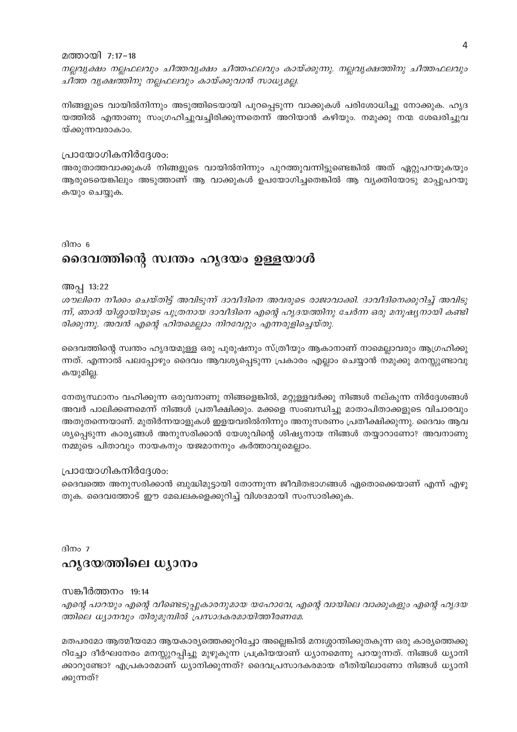മത്തായി 7:17–18

*നല്ലവൃക്ഷം നല്ലഫലവും ചീത്തവൃക്ഷം ചീത്തഫലവും കായ്ക്കുന്നു. നല്ലവൃക്ഷത്തിനു ചീത്തഫലവും ചീത്ത വൃക്ഷത്തിനു നല്ലഫലവും കായ്ക്കുവാൻ സാധ്യമല്ല.*

നിങ്ങളുടെ വായിൽനിന്നും അടുത്തിടെയായി പുറപ്പെടുന്ന വാക്കുകൾ പരിശോധിച്ചു നോക്കുക. ഹൃദയത്തിൽ എന്താണു സംഗ്രഹിച്ചുവച്ചിരിക്കുന്നതെന്ന് അറിയാൻ കഴിയും. നമുക്കു നന്മ ശേഖരിച്ചുവയ്ക്കുന്നവരാകാം.

പ്രായോഗികനിർദ്ദേശം:

അരുതാത്തവാക്കുകൾ നിങ്ങളുടെ വായിൽനിന്നും പുറത്തുവന്നിട്ടുണ്ടെങ്കിൽ അത് ഏറ്റുപറയുകയും ആരുടെയെങ്കിലും അടുത്താണ് ആ വാക്കുകൾ ഉപയോഗിച്ചതെങ്കിൽ ആ വ്യക്തിയോടു മാപ്പുപറയുകയും ചെയ്യുക.

ദിനം 6

## ദൈവത്തിന്റെ സ്വന്തം ഹൃദയം ഉള്ളയാൾ

അപ്പ 13:22

*ശൗലിനെ നീക്കം ചെയ്തിട്ട് അവിടുന്ന് ദാവീദിനെ അവരുടെ രാജാവാക്കി. ദാവീദിനെക്കുറിച്ച് അവിടുന്ന്, ഞാൻ യിശ്ശായിയുടെ പുത്രനായ ദാവീദിനെ എന്റെ ഹൃദയത്തിനു ചേർന്ന ഒരു മനുഷ്യനായി കണ്ടിരിക്കുന്നു. അവൻ എന്റെ ഹിതമെല്ലാം നിറവേറ്റും എന്നരുളിച്ചെയ്തു.*

ദൈവത്തിന്റെ സ്വന്തം ഹൃദയമുള്ള ഒരു പുരുഷനും സ്ത്രീയും ആകാനാണ് നാമെല്ലാവരും ആഗ്രഹിക്കുന്നത്. എന്നാൽ പലപ്പോഴും ദൈവം ആവശ്യപ്പെടുന്ന പ്രകാരം എല്ലാം ചെയ്യാൻ നമുക്കു മനസ്സുണ്ടാവുകയുമില്ല.

നേതൃസ്ഥാനം വഹിക്കുന്ന ഒരുവനാണു നിങ്ങളെങ്കിൽ, മറ്റുള്ളവർക്കു നിങ്ങൾ നല്കുന്ന നിർദ്ദേശങ്ങൾ അവർ പാലിക്കണമെന്ന് നിങ്ങൾ പ്രതീക്ഷിക്കും. മക്കളെ സംബന്ധിച്ചു മാതാപിതാക്കളുടെ വിചാരവും അതുതന്നെയാണ്. മുതിർന്നയാളുകൾ ഇളയവരിൽനിന്നും അനുസരണം പ്രതീക്ഷിക്കുന്നു. ദൈവം ആവശ്യപ്പെടുന്ന കാര്യങ്ങൾ അനുസരിക്കാൻ യേശുവിന്റെ ശിഷ്യനായ നിങ്ങൾ തയ്യാറാണോ? അവനാണു നമ്മുടെ പിതാവും നായകനും യജമാനനും കർത്താവുമെല്ലാം.

പ്രായോഗികനിർദ്ദേശം:

ദൈവത്തെ അനുസരിക്കാൻ ബുദ്ധിമുട്ടായി തോന്നുന്ന ജീവിതഭാഗങ്ങൾ ഏതൊക്കെയാണ് എന്ന് എഴുതുക. ദൈവത്തോട് ഈ മേഖലകളെക്കുറിച്ച് വിശദമായി സംസാരിക്കുക.

ദിനം 7

## ഹൃദയത്തിലെ ധ്യാനം

സങ്കീർത്തനം 19:14

*എന്റെ പാറയും എന്റെ വീണ്ടെടുപ്പുകാരനുമായ യഹോവേ, എന്റെ വായിലെ വാക്കുകളും എന്റെ ഹൃദയത്തിലെ ധ്യാനവും തിരുമുമ്പിൽ പ്രസാദകരമായിത്തീരണമേ.*

മതപരമോ ആത്മീയമോ ആയകാര്യത്തെക്കുറിച്ചോ അല്ലെങ്കിൽ മനഃശ്ശാന്തിക്കുതകുന്ന ഒരു കാര്യത്തെക്കുറിച്ചോ ദീർഘനേരം മനസ്സുറപ്പിച്ചു മുഴുകുന്ന പ്രക്രിയയാണ് ധ്യാനമെന്നു പറയുന്നത്. നിങ്ങൾ ധ്യാനിക്കാറുണ്ടോ? എപ്രകാരമാണ് ധ്യാനിക്കുന്നത്? ദൈവപ്രസാദകരമായ രീതിയിലാണോ നിങ്ങൾ ധ്യാനിക്കുന്നത്?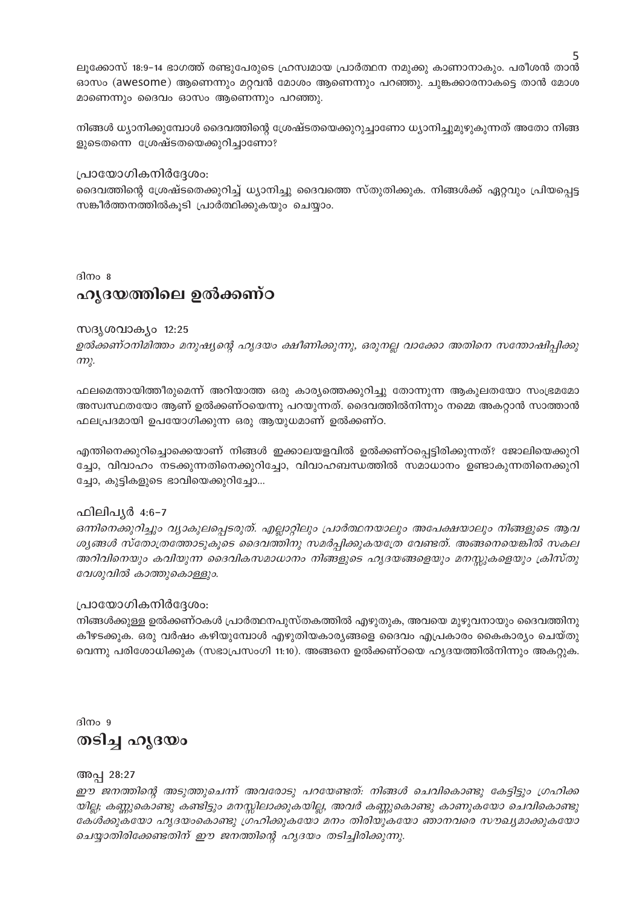ലൂക്കോസ് 18:9-14 ഭാഗത്ത് രണ്ടുപേരുടെ ഹ്രസ്വമായ പ്രാർത്ഥന നമുക്കു കാണാനാകും. പരീശൻ താൻ ഓസം (awesome) ആണെന്നും മറ്റവൻ മോശം ആണെന്നും പറഞ്ഞു. ചുങ്കക്കാരനാകട്ടെ താൻ മോശ മാണെന്നും ദൈവം ഓസം ആണെന്നും പറഞ്ഞു.

നിങ്ങൾ ധ്യാനിക്കുമ്പോൾ ദൈവത്തിന്റെ ശ്രേഷ്ടതയെക്കുറുച്ചാണോ ധ്യാനിച്ചുമുഴുകുന്നത് അതോ നിങ്ങളുടെതന്നെ ശ്രേഷ്ടതയെക്കുറിച്ചാണോ?

പ്രായോഗികനിർദ്ദേശം:
ദൈവത്തിന്റെ ശ്രേഷ്ടതെക്കുറിച്ച് ധ്യാനിച്ചു ദൈവത്തെ സ്തുതിക്കുക. നിങ്ങൾക്ക് ഏറ്റവും പ്രിയപ്പെട്ട സങ്കീർത്തനത്തിൽകൂടി പ്രാർത്ഥിക്കുകയും ചെയ്യാം.

ദിനം 8

## ഹൃദയത്തിലെ ഉൽക്കണ്ഠ

സദൃശവാക്യം 12:25
*ഉൽക്കണ്ഠനിമിത്തം മനുഷ്യന്റെ ഹൃദയം ക്ഷീണിക്കുന്നു, ഒരുനല്ല വാക്കോ അതിനെ സന്തോഷിപ്പിക്കുന്നു.*

ഫലമെന്തായിത്തീരുമെന്ന് അറിയാത്ത ഒരു കാര്യത്തെക്കുറിച്ചു തോന്നുന്ന ആകുലതയോ സംഭ്രമമോ അസ്വസ്ഥതയോ ആണ് ഉൽക്കണ്ഠയെന്നു പറയുന്നത്. ദൈവത്തിൽനിന്നും നമ്മെ അകറ്റാൻ സാത്താൻ ഫലപ്രദമായി ഉപയോഗിക്കുന്ന ഒരു ആയുധമാണ് ഉൽക്കണ്ഠ.

എന്തിനെക്കുറിച്ചൊക്കെയാണ് നിങ്ങൾ ഇക്കാലയളവിൽ ഉൽക്കണ്ഠപ്പെട്ടിരിക്കുന്നത്? ജോലിയെക്കുറിച്ചോ, വിവാഹം നടക്കുന്നതിനെക്കുറിച്ചോ, വിവാഹബന്ധത്തിൽ സമാധാനം ഉണ്ടാകുന്നതിനെക്കുറിച്ചോ, കുട്ടികളുടെ ഭാവിയെക്കുറിച്ചോ...

ഫിലിപ്യർ 4:6-7
*ഒന്നിനെക്കുറിച്ചും വ്യാകുലപ്പെടരുത്. എല്ലാറ്റിലും പ്രാർത്ഥനയാലും അപേക്ഷയാലും നിങ്ങളുടെ ആവശ്യങ്ങൾ സ്തോത്രത്തോടുകൂടെ ദൈവത്തിനു സമർപ്പിക്കുകയത്രേ വേണ്ടത്. അങ്ങനെയെങ്കിൽ സകല അറിവിനെയും കവിയുന്ന ദൈവികസമാധാനം നിങ്ങളുടെ ഹൃദയങ്ങളെയും മനസ്സുകളെയും ക്രിസ്തുയേശുവിൽ കാത്തുകൊള്ളും.*

പ്രായോഗികനിർദ്ദേശം:
നിങ്ങൾക്കുള്ള ഉൽക്കണ്ഠകൾ പ്രാർത്ഥനപുസ്തകത്തിൽ എഴുതുക, അവയെ മുഴുവനായും ദൈവത്തിനു കീഴടക്കുക. ഒരു വർഷം കഴിയുമ്പോൾ എഴുതിയകാര്യങ്ങളെ ദൈവം എപ്രകാരം കൈകാര്യം ചെയ്തുവെന്നു പരിശോധിക്കുക (സഭാപ്രസംഗി 11:10). അങ്ങനെ ഉൽക്കണ്ഠയെ ഹൃദയത്തിൽനിന്നും അകറ്റുക.

ദിനം 9

## തടിച്ച ഹൃദയം

അപ്പ 28:27
*ഈ ജനത്തിന്റെ അടുത്തുചെന്ന് അവരോടു പറയേണ്ടത്: നിങ്ങൾ ചെവികൊണ്ടു കേട്ടിട്ടും ഗ്രഹിക്കയില്ല; കണ്ണുകൊണ്ടു കണ്ടിട്ടും മനസ്സിലാക്കുകയില്ല, അവർ കണ്ണുകൊണ്ടു കാണുകയോ ചെവികൊണ്ടു കേൾക്കുകയോ ഹൃദയംകൊണ്ടു ഗ്രഹിക്കുകയോ മനം തിരിയുകയോ ഞാനവരെ സൗഖ്യമാക്കുകയോ ചെയ്യാതിരിക്കേണ്ടതിന് ഈ ജനത്തിന്റെ ഹൃദയം തടിച്ചിരിക്കുന്നു.*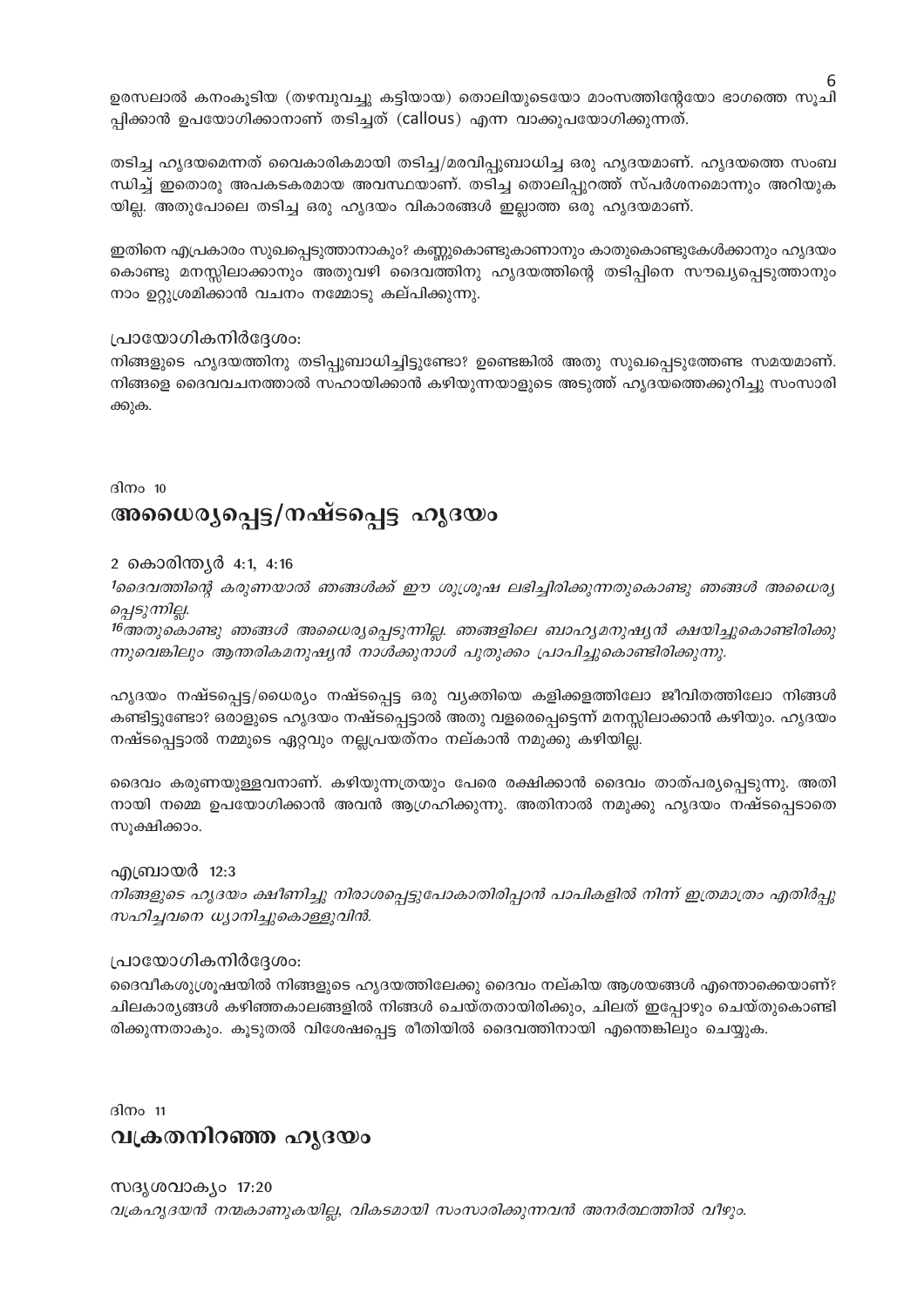ഉരസലാൽ കനംകൂടിയ (തഴമ്പുവച്ചു കട്ടിയായ) തൊലിയുടെയോ മാംസത്തിന്റേയോ ഭാഗത്തെ സൂചിപ്പിക്കാൻ ഉപയോഗിക്കാനാണ് തടിച്ചത് (callous) എന്ന വാക്കുപയോഗിക്കുന്നത്.

തടിച്ച ഹൃദയമെന്നത് വൈകാരികമായി തടിച്ച/മരവിപ്പുബാധിച്ച ഒരു ഹൃദയമാണ്. ഹൃദയത്തെ സംബന്ധിച്ച് ഇതൊരു അപകടകരമായ അവസ്ഥയാണ്. തടിച്ച തൊലിപ്പുറത്ത് സ്പർശനമൊന്നും അറിയുകയില്ല. അതുപോലെ തടിച്ച ഒരു ഹൃദയം വികാരങ്ങൾ ഇല്ലാത്ത ഒരു ഹൃദയമാണ്.

ഇതിനെ എപ്രകാരം സുഖപ്പെടുത്താനാകും? കണ്ണുകൊണ്ടുകാണാനും കാതുകൊണ്ടുകേൾക്കാനും ഹൃദയം കൊണ്ടു മനസ്സിലാക്കാനും അതുവഴി ദൈവത്തിനു ഹൃദയത്തിന്റെ തടിപ്പിനെ സൗഖ്യപ്പെടുത്താനും നാം ഉറ്റുശ്രമിക്കാൻ വചനം നമ്മോടു കല്പിക്കുന്നു.

പ്രായോഗികനിർദ്ദേശം:
നിങ്ങളുടെ ഹൃദയത്തിനു തടിപ്പുബാധിച്ചിട്ടുണ്ടോ? ഉണ്ടെങ്കിൽ അതു സുഖപ്പെടുത്തേണ്ട സമയമാണ്. നിങ്ങളെ ദൈവവചനത്താൽ സഹായിക്കാൻ കഴിയുന്നയാളുടെ അടുത്ത് ഹൃദയത്തെക്കുറിച്ചു സംസാരിക്കുക.

ദിനം 10

## അധൈര്യപ്പെട്ട/നഷ്ടപ്പെട്ട ഹൃദയം

2 കൊരിന്ത്യർ 4:1, 4:16

*[1]ദൈവത്തിന്റെ കരുണയാൽ ഞങ്ങൾക്ക് ഈ ശുശ്രൂഷ ലഭിച്ചിരിക്കുന്നതുകൊണ്ടു ഞങ്ങൾ അധൈര്യപ്പെടുന്നില്ല.*
*[16]അതുകൊണ്ടു ഞങ്ങൾ അധൈര്യപ്പെടുന്നില്ല. ഞങ്ങളിലെ ബാഹ്യമനുഷ്യൻ ക്ഷയിച്ചുകൊണ്ടിരിക്കുന്നുവെങ്കിലും ആന്തരികമനുഷ്യൻ നാൾക്കുനാൾ പുതുക്കം പ്രാപിച്ചുകൊണ്ടിരിക്കുന്നു.*

ഹൃദയം നഷ്ടപ്പെട്ട/ധൈര്യം നഷ്ടപ്പെട്ട ഒരു വ്യക്തിയെ കളിക്കളത്തിലോ ജീവിതത്തിലോ നിങ്ങൾ കണ്ടിട്ടുണ്ടോ? ഒരാളുടെ ഹൃദയം നഷ്ടപ്പെട്ടാൽ അതു വളരെപ്പെട്ടെന്ന് മനസ്സിലാക്കാൻ കഴിയും. ഹൃദയം നഷ്ടപ്പെട്ടാൽ നമ്മുടെ ഏറ്റവും നല്ലപ്രയത്നം നല്കാൻ നമുക്കു കഴിയില്ല.

ദൈവം കരുണയുള്ളവനാണ്. കഴിയുന്നത്രയും പേരെ രക്ഷിക്കാൻ ദൈവം താത്പര്യപ്പെടുന്നു. അതിനായി നമ്മെ ഉപയോഗിക്കാൻ അവൻ ആഗ്രഹിക്കുന്നു. അതിനാൽ നമുക്കു ഹൃദയം നഷ്ടപ്പെടാതെ സൂക്ഷിക്കാം.

എബ്രായർ 12:3
*നിങ്ങളുടെ ഹൃദയം ക്ഷീണിച്ചു നിരാശപ്പെട്ടുപോകാതിരിപ്പാൻ പാപികളിൽ നിന്ന് ഇത്രമാത്രം എതിർപ്പു സഹിച്ചവനെ ധ്യാനിച്ചുകൊള്ളുവിൻ.*

പ്രായോഗികനിർദ്ദേശം:
ദൈവീകശുശ്രൂഷയിൽ നിങ്ങളുടെ ഹൃദയത്തിലേക്കു ദൈവം നല്കിയ ആശയങ്ങൾ എന്തൊക്കെയാണ്? ചിലകാര്യങ്ങൾ കഴിഞ്ഞകാലങ്ങളിൽ നിങ്ങൾ ചെയ്തതായിരിക്കും, ചിലത് ഇപ്പോഴും ചെയ്തുകൊണ്ടിരിക്കുന്നതാകും. കൂടുതൽ വിശേഷപ്പെട്ട രീതിയിൽ ദൈവത്തിനായി എന്തെങ്കിലും ചെയ്യുക.

ദിനം 11

## വക്രതനിറഞ്ഞ ഹൃദയം

സദൃശവാക്യം 17:20
*വക്രഹൃദയൻ നന്മകാണുകയില്ല, വികടമായി സംസാരിക്കുന്നവൻ അനർത്ഥത്തിൽ വീഴും.*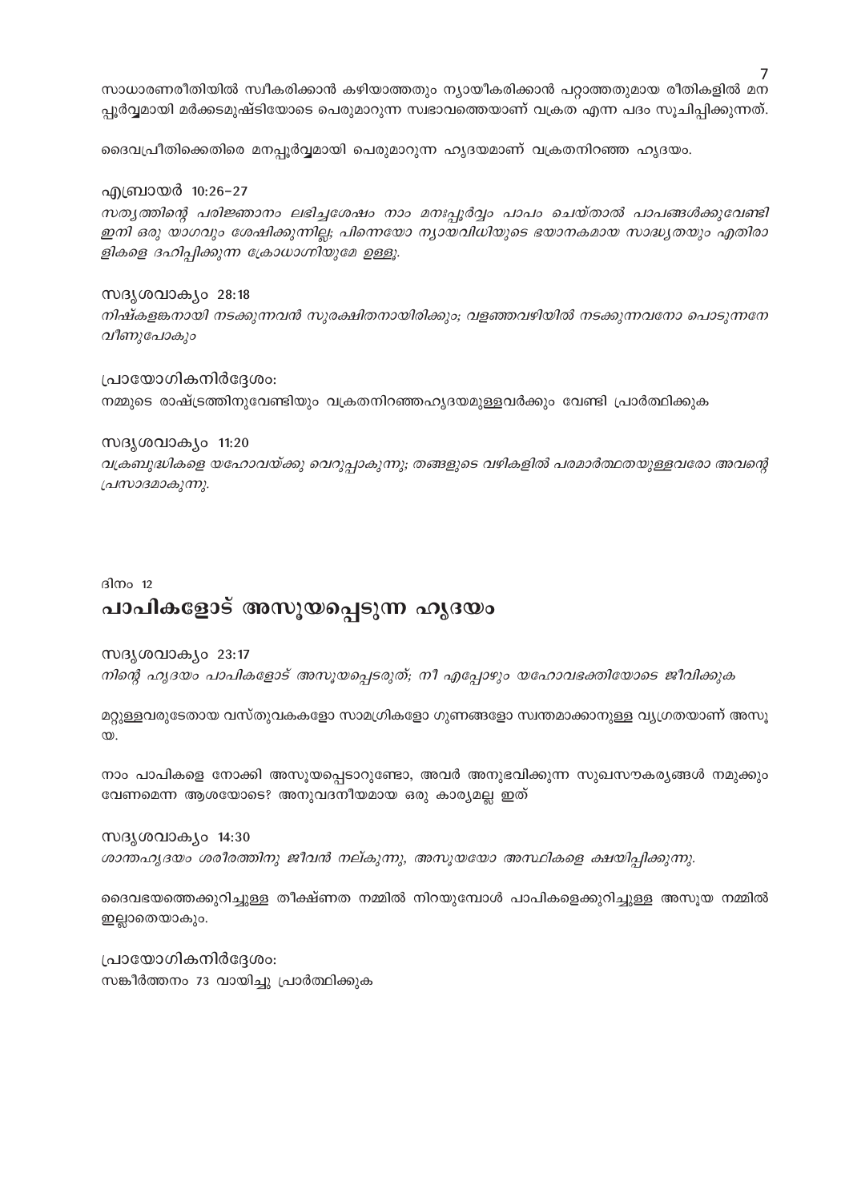സാധാരണരീതിയിൽ സ്വീകരിക്കാൻ കഴിയാത്തതും ന്യായീകരിക്കാൻ പറ്റാത്തതുമായ രീതികളിൽ മനപ്പൂർവ്വമായി മർക്കടമുഷ്ടിയോടെ പെരുമാറുന്ന സ്വഭാവത്തെയാണ് വക്രത എന്ന പദം സൂചിപ്പിക്കുന്നത്.

ദൈവപ്രീതിക്കെതിരെ മനപ്പൂർവ്വമായി പെരുമാറുന്ന ഹൃദയമാണ് വക്രതനിറഞ്ഞ ഹൃദയം.

എബ്രായർ 10:26–27

*സത്യത്തിന്റെ പരിജ്ഞാനം ലഭിച്ചശേഷം നാം മനഃപ്പൂർവ്വം പാപം ചെയ്താൽ പാപങ്ങൾക്കുവേണ്ടി ഇനി ഒരു യാഗവും ശേഷിക്കുന്നില്ല; പിന്നെയോ ന്യായവിധിയുടെ ഭയാനകമായ സാദ്ധ്യതയും എതിരാളികളെ ദഹിപ്പിക്കുന്ന ക്രോധാഗ്നിയുമേ ഉള്ളൂ.*

സദൃശവാക്യം 28:18

*നിഷ്കളങ്കനായി നടക്കുന്നവൻ സുരക്ഷിതനായിരിക്കും; വളഞ്ഞവഴിയിൽ നടക്കുന്നവനോ പൊടുന്നനേ വീണുപോകും*

പ്രായോഗികനിർദ്ദേശം:
നമ്മുടെ രാഷ്ട്രത്തിനുവേണ്ടിയും വക്രതനിറഞ്ഞഹൃദയമുള്ളവർക്കും വേണ്ടി പ്രാർത്ഥിക്കുക

സദൃശവാക്യം 11:20

*വക്രബുദ്ധികളെ യഹോവയ്ക്കു വെറുപ്പാകുന്നു; തങ്ങളുടെ വഴികളിൽ പരമാർത്ഥതയുള്ളവരോ അവന്റെ പ്രസാദമാകുന്നു.*

ദിനം 12

# പാപികളോട് അസൂയപ്പെടുന്ന ഹൃദയം

സദൃശവാക്യം 23:17

*നിന്റെ ഹൃദയം പാപികളോട് അസൂയപ്പെടരുത്; നീ എപ്പോഴും യഹോവഭക്തിയോടെ ജീവിക്കുക*

മറ്റുള്ളവരുടേതായ വസ്തുവകകളോ സാമഗ്രികളോ ഗുണങ്ങളോ സ്വന്തമാക്കാനുള്ള വ്യഗ്രതയാണ് അസൂയ.

നാം പാപികളെ നോക്കി അസൂയപ്പെടാറുണ്ടോ, അവർ അനുഭവിക്കുന്ന സുഖസൗകര്യങ്ങൾ നമുക്കും വേണമെന്ന ആശയോടെ? അനുവദനീയമായ ഒരു കാര്യമല്ല ഇത്

സദൃശവാക്യം 14:30

*ശാന്തഹൃദയം ശരീരത്തിനു ജീവൻ നല്കുന്നു, അസൂയയോ അസ്ഥികളെ ക്ഷയിപ്പിക്കുന്നു.*

ദൈവഭയത്തെക്കുറിച്ചുള്ള തീക്ഷ്ണത നമ്മിൽ നിറയുമ്പോൾ പാപികളെക്കുറിച്ചുള്ള അസൂയ നമ്മിൽ ഇല്ലാതെയാകും.

പ്രായോഗികനിർദ്ദേശം:
സങ്കീർത്തനം 73 വായിച്ചു പ്രാർത്ഥിക്കുക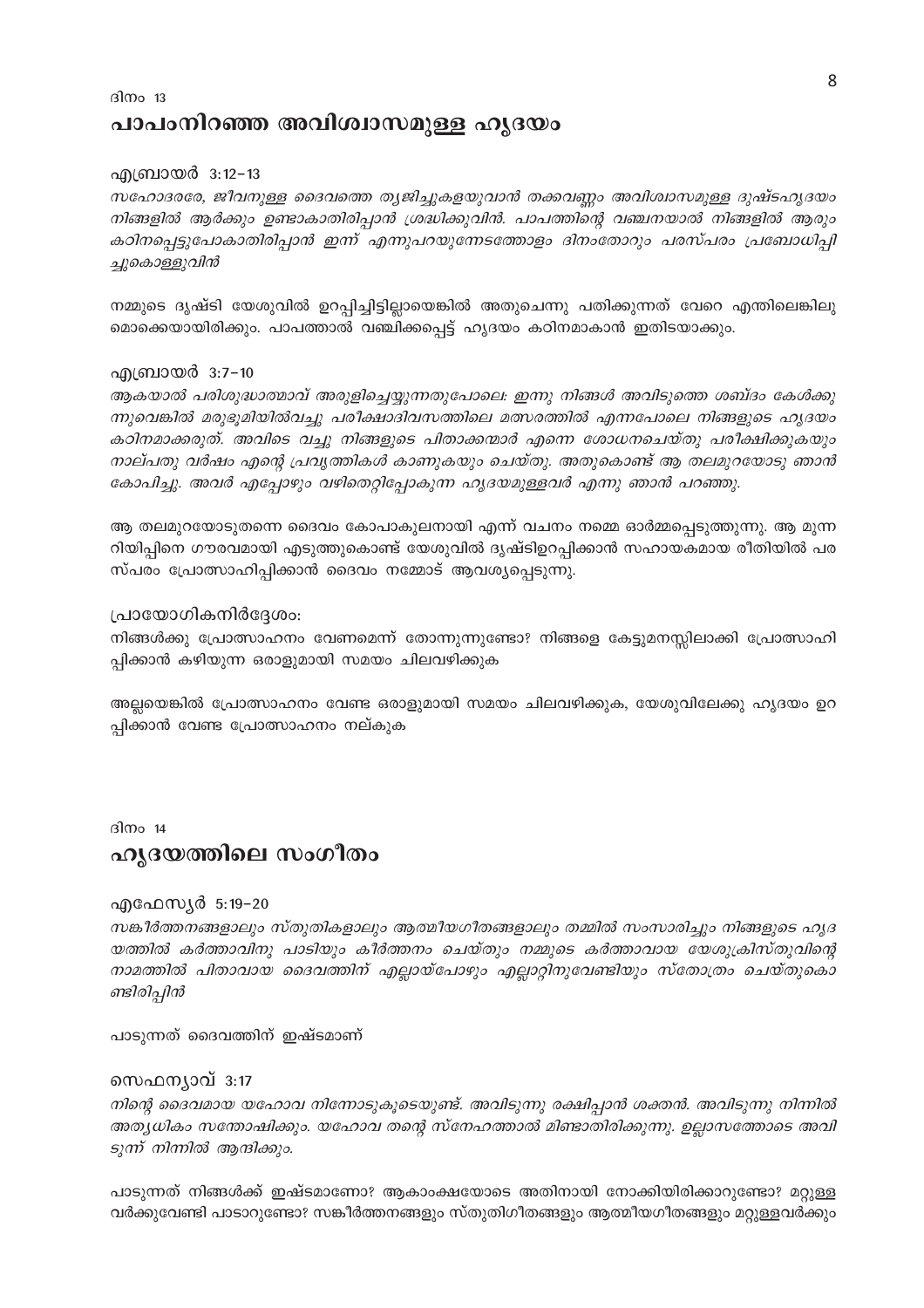ദിനം 13

## പാപംനിറഞ്ഞ അവിശ്വാസമുള്ള ഹൃദയം

എബ്രായർ 3:12–13

*സഹോദരരേ, ജീവനുള്ള ദൈവത്തെ ത്യജിച്ചുകളയുവാൻ തക്കവണ്ണം അവിശ്വാസമുള്ള ദുഷ്ടഹൃദയം നിങ്ങളിൽ ആർക്കും ഉണ്ടാകാതിരിപ്പാൻ ശ്രദ്ധിക്കുവിൻ. പാപത്തിന്റെ വഞ്ചനയാൽ നിങ്ങളിൽ ആരും കഠിനപ്പെട്ടുപോകാതിരിപ്പാൻ ഇന്ന് എന്നുപറയുന്നേടത്തോളം ദിനംതോറും പരസ്പരം പ്രബോധിപ്പിച്ചുകൊള്ളുവിൻ*

നമ്മുടെ ദൃഷ്ടി യേശുവിൽ ഉറപ്പിച്ചിട്ടില്ലായെങ്കിൽ അതുചെന്നു പതിക്കുന്നത് വേറെ എന്തിലെങ്കിലുമൊക്കെയായിരിക്കും. പാപത്താൽ വഞ്ചിക്കപ്പെട്ട് ഹൃദയം കഠിനമാകാൻ ഇതിടയാക്കും.

എബ്രായർ 3:7–10

*ആകയാൽ പരിശുദ്ധാത്മാവ് അരുളിച്ചെയ്യുന്നതുപോലെ: ഇന്നു നിങ്ങൾ അവിടുത്തെ ശബ്ദം കേൾക്കുന്നുവെങ്കിൽ മരുഭൂമിയിൽവച്ചു പരീക്ഷാദിവസത്തിലെ മത്സരത്തിൽ എന്നപോലെ നിങ്ങളുടെ ഹൃദയം കഠിനമാക്കരുത്. അവിടെ വച്ചു നിങ്ങളുടെ പിതാക്കന്മാർ എന്നെ ശോധനചെയ്തു പരീക്ഷിക്കുകയും നാല്പതു വർഷം എന്റെ പ്രവൃത്തികൾ കാണുകയും ചെയ്തു. അതുകൊണ്ട് ആ തലമുറയോടു ഞാൻ കോപിച്ചു. അവർ എപ്പോഴും വഴിതെറ്റിപ്പോകുന്ന ഹൃദയമുള്ളവർ എന്നു ഞാൻ പറഞ്ഞു.*

ആ തലമുറയോടുതന്നെ ദൈവം കോപാകുലനായി എന്ന് വചനം നമ്മെ ഓർമ്മപ്പെടുത്തുന്നു. ആ മുന്നറിയിപ്പിനെ ഗൗരവമായി എടുത്തുകൊണ്ട് യേശുവിൽ ദൃഷ്ടിഉറപ്പിക്കാൻ സഹായകമായ രീതിയിൽ പരസ്പരം പ്രോത്സാഹിപ്പിക്കാൻ ദൈവം നമ്മോട് ആവശ്യപ്പെടുന്നു.

പ്രായോഗികനിർദ്ദേശം:

നിങ്ങൾക്കു പ്രോത്സാഹനം വേണമെന്ന് തോന്നുന്നുണ്ടോ? നിങ്ങളെ കേട്ടുമനസ്സിലാക്കി പ്രോത്സാഹിപ്പിക്കാൻ കഴിയുന്ന ഒരാളുമായി സമയം ചിലവഴിക്കുക

അല്ലയെങ്കിൽ പ്രോത്സാഹനം വേണ്ട ഒരാളുമായി സമയം ചിലവഴിക്കുക, യേശുവിലേക്കു ഹൃദയം ഉറപ്പിക്കാൻ വേണ്ട പ്രോത്സാഹനം നല്കുക

ദിനം 14

## ഹൃദയത്തിലെ സംഗീതം

എഫേസ്യർ 5:19–20

*സങ്കീർത്തനങ്ങളാലും സ്തുതികളാലും ആത്മീയഗീതങ്ങളാലും തമ്മിൽ സംസാരിച്ചും നിങ്ങളുടെ ഹൃദയത്തിൽ കർത്താവിനു പാടിയും കീർത്തനം ചെയ്തും നമ്മുടെ കർത്താവായ യേശുക്രിസ്തുവിന്റെ നാമത്തിൽ പിതാവായ ദൈവത്തിന് എല്ലായ്പോഴും എല്ലാറ്റിനുവേണ്ടിയും സ്തോത്രം ചെയ്തുകൊണ്ടിരിപ്പിൻ*

പാടുന്നത് ദൈവത്തിന് ഇഷ്ടമാണ്

സെഫന്യാവ് 3:17

*നിന്റെ ദൈവമായ യഹോവ നിന്നോടുകൂടെയുണ്ട്. അവിടുന്നു രക്ഷിപ്പാൻ ശക്തൻ. അവിടുന്നു നിന്നിൽ അത്യധികം സന്തോഷിക്കും. യഹോവ തന്റെ സ്നേഹത്താൽ മിണ്ടാതിരിക്കുന്നു. ഉല്ലാസത്തോടെ അവിടുന്ന് നിന്നിൽ ആനന്ദിക്കും.*

പാടുന്നത് നിങ്ങൾക്ക് ഇഷ്ടമാണോ? ആകാംക്ഷയോടെ അതിനായി നോക്കിയിരിക്കാറുണ്ടോ? മറ്റുള്ളവർക്കുവേണ്ടി പാടാറുണ്ടോ? സങ്കീർത്തനങ്ങളും സ്തുതിഗീതങ്ങളും ആത്മീയഗീതങ്ങളും മറ്റുള്ളവർക്കും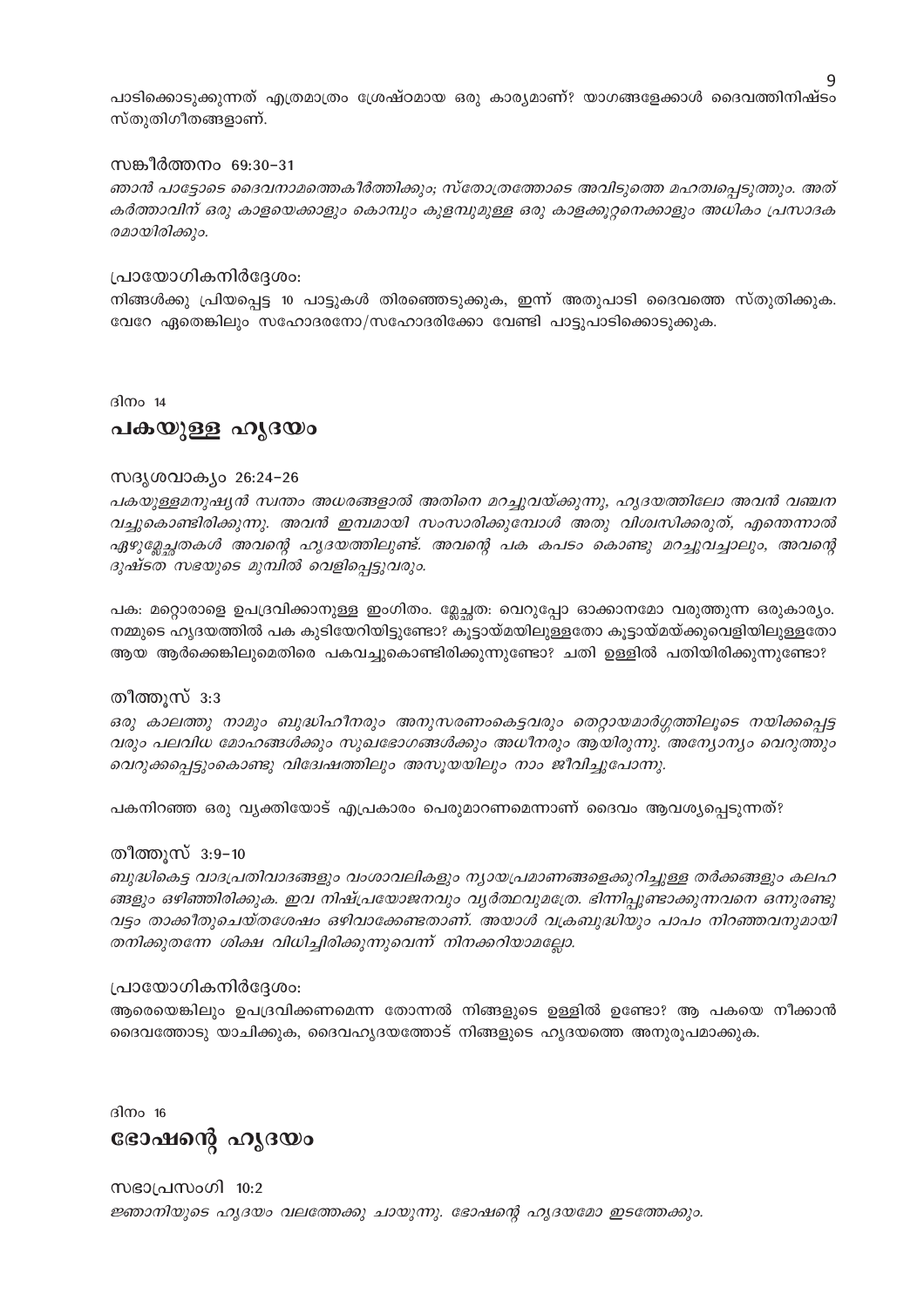പാടിക്കൊടുക്കുന്നത് എത്രമാത്രം ശ്രേഷ്ഠമായ ഒരു കാര്യമാണ്? യാഗങ്ങളേക്കാൾ ദൈവത്തിനിഷ്ടം സ്തുതിഗീതങ്ങളാണ്.

സങ്കീർത്തനം 69:30-31

*ഞാൻ പാട്ടോടെ ദൈവനാമത്തെകീർത്തിക്കും; സ്തോത്രത്തോടെ അവിടുത്തെ മഹത്വപ്പെടുത്തും. അത് കർത്താവിന് ഒരു കാളയെക്കാളും കൊമ്പും കുളമ്പുമുള്ള ഒരു കാളക്കൂറ്റനെക്കാളും അധികം പ്രസാദകരമായിരിക്കും.*

പ്രായോഗികനിർദ്ദേശം:

നിങ്ങൾക്കു പ്രിയപ്പെട്ട 10 പാട്ടുകൾ തിരഞ്ഞെടുക്കുക, ഇന്ന് അതുപാടി ദൈവത്തെ സ്തുതിക്കുക. വേറേ ഏതെങ്കിലും സഹോദരനോ/സഹോദരിക്കോ വേണ്ടി പാട്ടുപാടിക്കൊടുക്കുക.

ദിനം 14

## പകയുള്ള ഹൃദയം

സദൃശവാക്യം 26:24-26

*പകയുള്ളമനുഷ്യൻ സ്വന്തം അധരങ്ങളാൽ അതിനെ മറച്ചുവയ്ക്കുന്നു, ഹൃദയത്തിലോ അവൻ വഞ്ചന വച്ചുകൊണ്ടിരിക്കുന്നു. അവൻ ഇമ്പമായി സംസാരിക്കുമ്പോൾ അതു വിശ്വസിക്കരുത്, എന്തെന്നാൽ ഏഴുമ്ലേച്ഛതകൾ അവന്റെ ഹൃദയത്തിലുണ്ട്. അവന്റെ പക കപടം കൊണ്ടു മറച്ചുവച്ചാലും, അവന്റെ ദുഷ്ടത സഭയുടെ മുമ്പിൽ വെളിപ്പെട്ടുവരും.*

പക: മറ്റൊരാളെ ഉപദ്രവിക്കാനുള്ള ഇംഗിതം. മ്ലേച്ഛത: വെറുപ്പോ ഓക്കാനമോ വരുത്തുന്ന ഒരുകാര്യം. നമ്മുടെ ഹൃദയത്തിൽ പക കുടിയേറിയിട്ടുണ്ടോ? കൂട്ടായ്മയിലുള്ളതോ കൂട്ടായ്മയ്ക്കുവെളിയിലുള്ളതോ ആയ ആർക്കെങ്കിലുമെതിരെ പകവച്ചുകൊണ്ടിരിക്കുന്നുണ്ടോ? ചതി ഉള്ളിൽ പതിയിരിക്കുന്നുണ്ടോ?

തീത്തൂസ് 3:3

*ഒരു കാലത്തു നാമും ബുദ്ധിഹീനരും അനുസരണംകെട്ടവരും തെറ്റായമാർഗ്ഗത്തിലൂടെ നയിക്കപ്പെട്ടവരും പലവിധ മോഹങ്ങൾക്കും സുഖഭോഗങ്ങൾക്കും അധീനരും ആയിരുന്നു. അന്യോന്യം വെറുത്തും വെറുക്കപ്പെട്ടുംകൊണ്ടു വിദ്വേഷത്തിലും അസൂയയിലും നാം ജീവിച്ചുപോന്നു.*

പകനിറഞ്ഞ ഒരു വ്യക്തിയോട് എപ്രകാരം പെരുമാറണമെന്നാണ് ദൈവം ആവശ്യപ്പെടുന്നത്?

തീത്തൂസ് 3:9-10

*ബുദ്ധികെട്ട വാദപ്രതിവാദങ്ങളും വംശാവലികളും ന്യായപ്രമാണങ്ങളെക്കുറിച്ചുള്ള തർക്കങ്ങളും കലഹങ്ങളും ഒഴിഞ്ഞിരിക്കുക. ഇവ നിഷ്പ്രയോജനവും വ്യർത്ഥവുമത്രേ. ഭിന്നിപ്പുണ്ടാക്കുന്നവനെ ഒന്നുരണ്ടു വട്ടം താക്കീതുചെയ്തശേഷം ഒഴിവാക്കേണ്ടതാണ്. അയാൾ വക്രബുദ്ധിയും പാപം നിറഞ്ഞവനുമായി തനിക്കുതന്നേ ശിക്ഷ വിധിച്ചിരിക്കുന്നുവെന്ന് നിനക്കറിയാമല്ലോ.*

പ്രായോഗികനിർദ്ദേശം:

ആരെയെങ്കിലും ഉപദ്രവിക്കണമെന്ന തോന്നൽ നിങ്ങളുടെ ഉള്ളിൽ ഉണ്ടോ? ആ പകയെ നീക്കാൻ ദൈവത്തോടു യാചിക്കുക, ദൈവഹൃദയത്തോട് നിങ്ങളുടെ ഹൃദയത്തെ അനുരൂപമാക്കുക.

ദിനം 16

## ഭോഷന്റെ ഹൃദയം

സഭാപ്രസംഗി 10:2

*ജ്ഞാനിയുടെ ഹൃദയം വലത്തേക്കു ചായുന്നു. ഭോഷന്റെ ഹൃദയമോ ഇടത്തേക്കും.*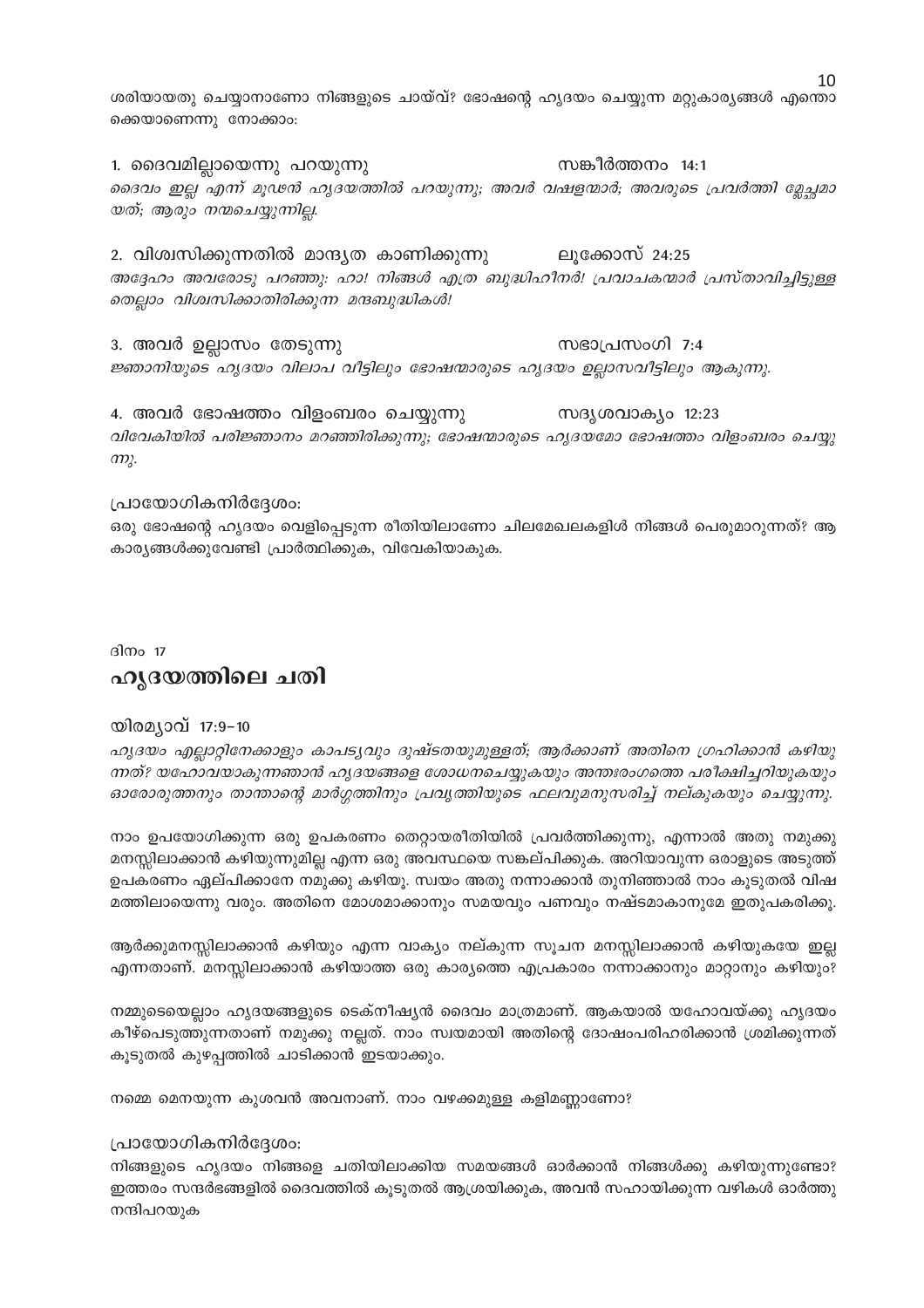ശരിയായതു ചെയ്യാനാണോ നിങ്ങളുടെ ചായ്‌വ്? ഭോഷന്റെ ഹൃദയം ചെയ്യുന്ന മറ്റുകാര്യങ്ങൾ എന്തൊക്കെയാണെന്നു നോക്കാം:

1. ദൈവമില്ലായെന്നു പറയുന്നു സങ്കീർത്തനം 14:1

*ദൈവം ഇല്ല എന്ന് മൂഢൻ ഹൃദയത്തിൽ പറയുന്നു; അവർ വഷളന്മാർ; അവരുടെ പ്രവർത്തി മ്ലേച്ഛമായത്; ആരും നന്മചെയ്യുന്നില്ല.*

2. വിശ്വസിക്കുന്നതിൽ മാന്ദ്യത കാണിക്കുന്നു ലൂക്കോസ് 24:25

*അദ്ദേഹം അവരോടു പറഞ്ഞു: ഹാ! നിങ്ങൾ എത്ര ബുദ്ധിഹീനർ! പ്രവാചകന്മാർ പ്രസ്താവിച്ചിട്ടുള്ളതെല്ലാം വിശ്വസിക്കാതിരിക്കുന്ന മന്ദബുദ്ധികൾ!*

3. അവർ ഉല്ലാസം തേടുന്നു സഭാപ്രസംഗി 7:4

*ജ്ഞാനിയുടെ ഹൃദയം വിലാപ വീട്ടിലും ഭോഷന്മാരുടെ ഹൃദയം ഉല്ലാസവീട്ടിലും ആകുന്നു.*

4. അവർ ഭോഷത്തം വിളംബരം ചെയ്യുന്നു സദൃശവാക്യം 12:23

*വിവേകിയിൽ പരിജ്ഞാനം മറഞ്ഞിരിക്കുന്നു; ഭോഷന്മാരുടെ ഹൃദയമോ ഭോഷത്തം വിളംബരം ചെയ്യുന്നു.*

പ്രായോഗികനിർദ്ദേശം:

ഒരു ഭോഷന്റെ ഹൃദയം വെളിപ്പെടുന്ന രീതിയിലാണോ ചിലമേഖലകളിൽ നിങ്ങൾ പെരുമാറുന്നത്? ആ കാര്യങ്ങൾക്കുവേണ്ടി പ്രാർത്ഥിക്കുക, വിവേകിയാകുക.

ദിനം 17

## ഹൃദയത്തിലെ ചതി

യിരമ്യാവ് 17:9–10

*ഹൃദയം എല്ലാറ്റിനേക്കാളും കാപട്യവും ദുഷ്ടതയുമുള്ളത്; ആർക്കാണ് അതിനെ ഗ്രഹിക്കാൻ കഴിയുന്നത്? യഹോവയാകുന്നഞാൻ ഹൃദയങ്ങളെ ശോധനചെയ്യുകയും അന്തഃരംഗത്തെ പരീക്ഷിച്ചറിയുകയും ഓരോരുത്തനും താന്താന്റെ മാർഗ്ഗത്തിനും പ്രവൃത്തിയുടെ ഫലവുമനുസരിച്ച് നല്കുകയും ചെയ്യുന്നു.*

നാം ഉപയോഗിക്കുന്ന ഒരു ഉപകരണം തെറ്റായരീതിയിൽ പ്രവർത്തിക്കുന്നു, എന്നാൽ അതു നമുക്കു മനസ്സിലാക്കാൻ കഴിയുന്നുമില്ല എന്ന ഒരു അവസ്ഥയെ സങ്കല്പിക്കുക. അറിയാവുന്ന ഒരാളുടെ അടുത്ത് ഉപകരണം ഏല്പിക്കാനേ നമുക്കു കഴിയൂ. സ്വയം അതു നന്നാക്കാൻ തുനിഞ്ഞാൽ നാം കൂടുതൽ വിഷമത്തിലായെന്നു വരും. അതിനെ മോശമാക്കാനും സമയവും പണവും നഷ്ടമാകാനുമേ ഇതുപകരിക്കൂ.

ആർക്കുമനസ്സിലാക്കാൻ കഴിയും എന്ന വാക്യം നല്കുന്ന സൂചന മനസ്സിലാക്കാൻ കഴിയുകയേ ഇല്ല എന്നതാണ്. മനസ്സിലാക്കാൻ കഴിയാത്ത ഒരു കാര്യത്തെ എപ്രകാരം നന്നാക്കാനും മാറ്റാനും കഴിയും?

നമ്മുടെയെല്ലാം ഹൃദയങ്ങളുടെ ടെക്നീഷ്യൻ ദൈവം മാത്രമാണ്. ആകയാൽ യഹോവയ്ക്കു ഹൃദയം കീഴ്പെടുത്തുന്നതാണ് നമുക്കു നല്ലത്. നാം സ്വയമായി അതിന്റെ ദോഷംപരിഹരിക്കാൻ ശ്രമിക്കുന്നത് കൂടുതൽ കുഴപ്പത്തിൽ ചാടിക്കാൻ ഇടയാക്കും.

നമ്മെ മെനയുന്ന കുശവൻ അവനാണ്. നാം വഴക്കമുള്ള കളിമണ്ണാണോ?

പ്രായോഗികനിർദ്ദേശം:

നിങ്ങളുടെ ഹൃദയം നിങ്ങളെ ചതിയിലാക്കിയ സമയങ്ങൾ ഓർക്കാൻ നിങ്ങൾക്കു കഴിയുന്നുണ്ടോ? ഇത്തരം സന്ദർഭങ്ങളിൽ ദൈവത്തിൽ കൂടുതൽ ആശ്രയിക്കുക, അവൻ സഹായിക്കുന്ന വഴികൾ ഓർത്തു നന്ദിപറയുക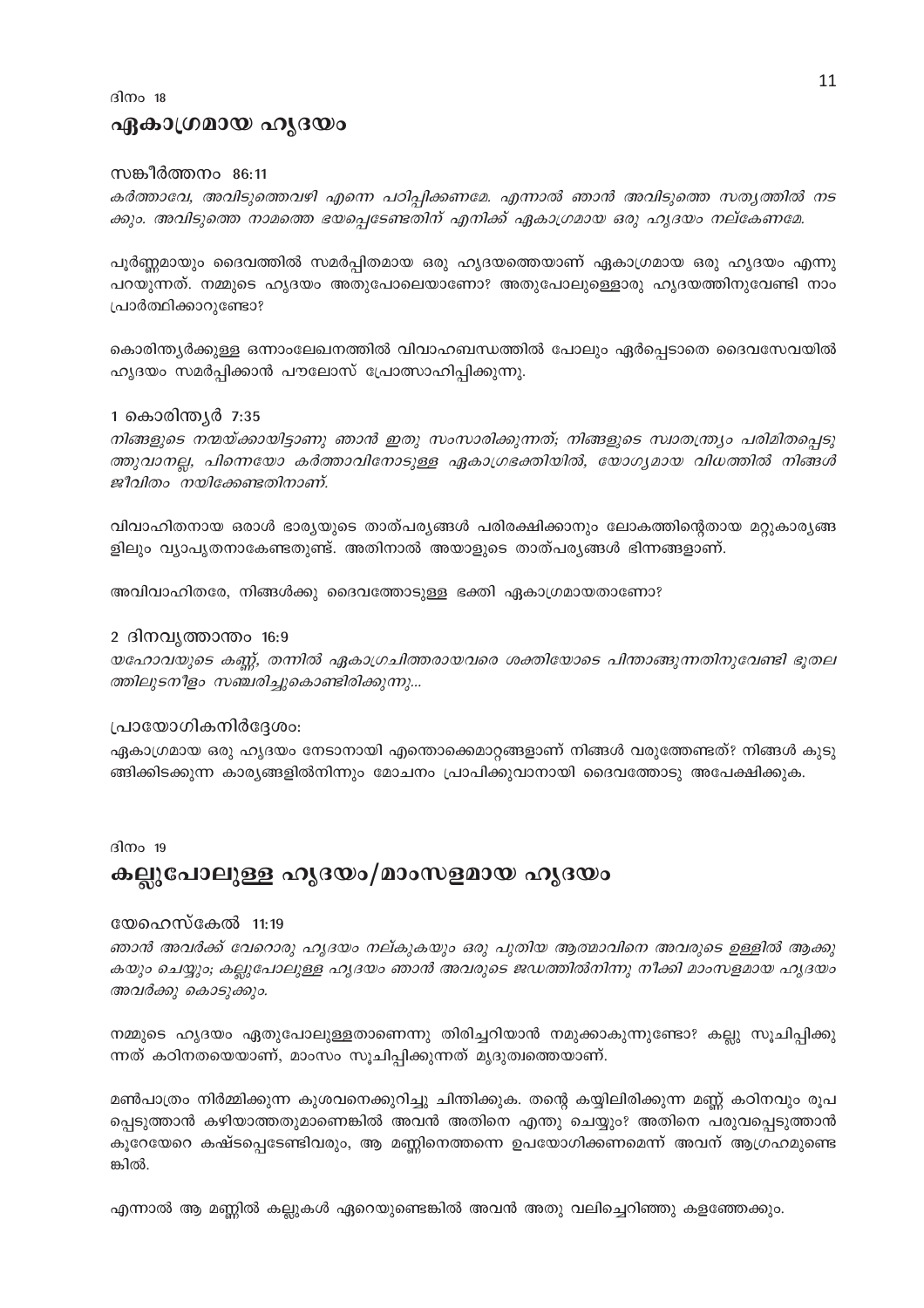ദിനം 18

## ഏകാഗ്രമായ ഹൃദയം

സങ്കീർത്തനം 86:11

*കർത്താവേ, അവിടുത്തെവഴി എന്നെ പഠിപ്പിക്കണമേ. എന്നാൽ ഞാൻ അവിടുത്തെ സത്യത്തിൽ നടക്കും. അവിടുത്തെ നാമത്തെ ഭയപ്പെടേണ്ടതിന് എനിക്ക് ഏകാഗ്രമായ ഒരു ഹൃദയം നല്കേണമേ.*

പൂർണ്ണമായും ദൈവത്തിൽ സമർപ്പിതമായ ഒരു ഹൃദയത്തെയാണ് ഏകാഗ്രമായ ഒരു ഹൃദയം എന്നു പറയുന്നത്. നമ്മുടെ ഹൃദയം അതുപോലെയാണോ? അതുപോലുള്ളൊരു ഹൃദയത്തിനുവേണ്ടി നാം പ്രാർത്ഥിക്കാറുണ്ടോ?

കൊരിന്ത്യർക്കുള്ള ഒന്നാംലേഖനത്തിൽ വിവാഹബന്ധത്തിൽ പോലും ഏർപ്പെടാതെ ദൈവസേവയിൽ ഹൃദയം സമർപ്പിക്കാൻ പൗലോസ് പ്രോത്സാഹിപ്പിക്കുന്നു.

1 കൊരിന്ത്യർ 7:35

*നിങ്ങളുടെ നന്മയ്ക്കായിട്ടാണു ഞാൻ ഇതു സംസാരിക്കുന്നത്; നിങ്ങളുടെ സ്വാതന്ത്ര്യം പരിമിതപ്പെടുത്തുവാനല്ല, പിന്നെയോ കർത്താവിനോടുള്ള ഏകാഗ്രഭക്തിയിൽ, യോഗ്യമായ വിധത്തിൽ നിങ്ങൾ ജീവിതം നയിക്കേണ്ടതിനാണ്.*

വിവാഹിതനായ ഒരാൾ ഭാര്യയുടെ താത്പര്യങ്ങൾ പരിരക്ഷിക്കാനും ലോകത്തിന്റെതായ മറ്റുകാര്യങ്ങളിലും വ്യാപൃതനാകേണ്ടതുണ്ട്. അതിനാൽ അയാളുടെ താത്പര്യങ്ങൾ ഭിന്നങ്ങളാണ്.

അവിവാഹിതരേ, നിങ്ങൾക്കു ദൈവത്തോടുള്ള ഭക്തി ഏകാഗ്രമായതാണോ?

2 ദിനവൃത്താന്തം 16:9

*യഹോവയുടെ കണ്ണ്, തന്നിൽ ഏകാഗ്രചിത്തരായവരെ ശക്തിയോടെ പിന്താങ്ങുന്നതിനുവേണ്ടി ഭൂതലത്തിലുടനീളം സഞ്ചരിച്ചുകൊണ്ടിരിക്കുന്നു...*

പ്രായോഗികനിർദ്ദേശം:

ഏകാഗ്രമായ ഒരു ഹൃദയം നേടാനായി എന്തൊക്കെമാറ്റങ്ങളാണ് നിങ്ങൾ വരുത്തേണ്ടത്? നിങ്ങൾ കുടുങ്ങിക്കിടക്കുന്ന കാര്യങ്ങളിൽനിന്നും മോചനം പ്രാപിക്കുവാനായി ദൈവത്തോടു അപേക്ഷിക്കുക.

ദിനം 19

## കല്ലുപോലുള്ള ഹൃദയം/മാംസളമായ ഹൃദയം

യേഹെസ്കേൽ 11:19

*ഞാൻ അവർക്ക് വേറൊരു ഹൃദയം നല്കുകയും ഒരു പുതിയ ആത്മാവിനെ അവരുടെ ഉള്ളിൽ ആക്കുകയും ചെയ്യും; കല്ലുപോലുള്ള ഹൃദയം ഞാൻ അവരുടെ ജഡത്തിൽനിന്നു നീക്കി മാംസളമായ ഹൃദയം അവർക്കു കൊടുക്കും.*

നമ്മുടെ ഹൃദയം ഏതുപോലുള്ളതാണെന്നു തിരിച്ചറിയാൻ നമുക്കാകുന്നുണ്ടോ? കല്ലു സൂചിപ്പിക്കുന്നത് കഠിനതയെയാണ്, മാംസം സൂചിപ്പിക്കുന്നത് മൃദുത്വത്തെയാണ്.

മൺപാത്രം നിർമ്മിക്കുന്ന കുശവനെക്കുറിച്ചു ചിന്തിക്കുക. തന്റെ കയ്യിലിരിക്കുന്ന മണ്ണ് കഠിനവും രൂപപ്പെടുത്താൻ കഴിയാത്തതുമാണെങ്കിൽ അവൻ അതിനെ എന്തു ചെയ്യും? അതിനെ പരുവപ്പെടുത്താൻ കൂറേയേറെ കഷ്ടപ്പെടേണ്ടിവരും, ആ മണ്ണിനെത്തന്നെ ഉപയോഗിക്കണമെന്ന് അവന് ആഗ്രഹമുണ്ടെങ്കിൽ.

എന്നാൽ ആ മണ്ണിൽ കല്ലുകൾ ഏറെയുണ്ടെങ്കിൽ അവൻ അതു വലിച്ചെറിഞ്ഞു കളഞ്ഞേക്കും.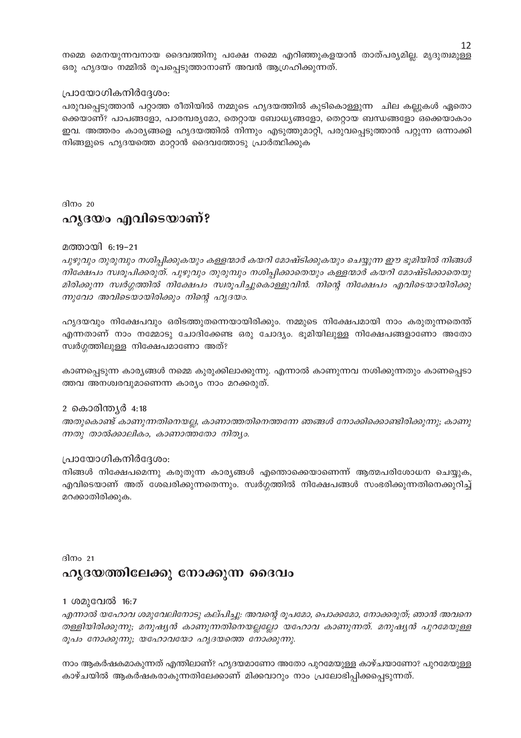നമ്മെ മെനയുന്നവനായ ദൈവത്തിനു പക്ഷേ നമ്മെ എറിഞ്ഞുകളയാൻ താത്പര്യമില്ല. മൃദുത്വമുള്ള ഒരു ഹൃദയം നമ്മിൽ രൂപപ്പെടുത്താനാണ് അവൻ ആഗ്രഹിക്കുന്നത്.

പ്രായോഗികനിർദ്ദേശം:

പരുവപ്പെടുത്താൻ പറ്റാത്ത രീതിയിൽ നമ്മുടെ ഹൃദയത്തിൽ കുടികൊള്ളുന്ന ചില കല്ലുകൾ ഏതൊക്കെയാണ്? പാപങ്ങളോ, പാരമ്പര്യമോ, തെറ്റായ ബോധ്യങ്ങളോ, തെറ്റായ ബന്ധങ്ങളോ ഒക്കെയാകാം ഇവ. അത്തരം കാര്യങ്ങളെ ഹൃദയത്തിൽ നിന്നും എടുത്തുമാറ്റി, പരുവപ്പെടുത്താൻ പറ്റുന്ന ഒന്നാക്കി നിങ്ങളുടെ ഹൃദയത്തെ മാറ്റാൻ ദൈവത്തോടു പ്രാർത്ഥിക്കുക

ദിനം 20

## ഹൃദയം എവിടെയാണ്?

മത്തായി 6:19-21

*പുഴുവും തുരുമ്പും നശിപ്പിക്കുകയും കള്ളന്മാർ കയറി മോഷ്ടിക്കുകയും ചെയ്യുന്ന ഈ ഭൂമിയിൽ നിങ്ങൾ നിക്ഷേപം സ്വരൂപിക്കരുത്. പുഴുവും തുരുമ്പും നശിപ്പിക്കാതെയും കള്ളന്മാർ കയറി മോഷ്ടിക്കാതെയുമിരിക്കുന്ന സ്വർഗ്ഗത്തിൽ നിക്ഷേപം സ്വരൂപിച്ചുകൊള്ളുവിൻ. നിന്റെ നിക്ഷേപം എവിടെയായിരിക്കുന്നുവോ അവിടെയായിരിക്കും നിന്റെ ഹൃദയം.*

ഹൃദയവും നിക്ഷേപവും ഒരിടത്തുതന്നെയായിരിക്കും. നമ്മുടെ നിക്ഷേപമായി നാം കരുതുന്നതെന്ത് എന്നതാണ് നാം നമ്മോടു ചോദിക്കേണ്ട ഒരു ചോദ്യം. ഭൂമിയിലുള്ള നിക്ഷേപങ്ങളാണോ അതോ സ്വർഗ്ഗത്തിലുള്ള നിക്ഷേപമാണോ അത്?

കാണപ്പെടുന്ന കാര്യങ്ങൾ നമ്മെ കുരുക്കിലാക്കുന്നു. എന്നാൽ കാണുന്നവ നശിക്കുന്നതും കാണപ്പെടാത്തവ അനശ്വരവുമാണെന്ന കാര്യം നാം മറക്കരുത്.

2 കൊരിന്ത്യർ 4:18

*അതുകൊണ്ട് കാണുന്നതിനെയല്ല, കാണാത്തതിനെത്തന്നേ ഞങ്ങൾ നോക്കിക്കൊണ്ടിരിക്കുന്നു; കാണുന്നതു താൽക്കാലികം, കാണാത്തതോ നിത്യം.*

പ്രായോഗികനിർദ്ദേശം:

നിങ്ങൾ നിക്ഷേപമെന്നു കരുതുന്ന കാര്യങ്ങൾ എന്തൊക്കെയാണെന്ന് ആത്മപരിശോധന ചെയ്യുക, എവിടെയാണ് അത് ശേഖരിക്കുന്നതെന്നും. സ്വർഗ്ഗത്തിൽ നിക്ഷേപങ്ങൾ സംഭരിക്കുന്നതിനെക്കുറിച്ച് മറക്കാതിരിക്കുക.

ദിനം 21

## ഹൃദയത്തിലേക്കു നോക്കുന്ന ദൈവം

1 ശമുവേൽ 16:7

*എന്നാൽ യഹോവ ശമുവേലിനോടു കല്പിച്ചു: അവന്റെ രൂപമോ, പൊക്കമോ, നോക്കരുത്; ഞാൻ അവനെ തള്ളിയിരിക്കുന്നു; മനുഷ്യൻ കാണുന്നതിനെയല്ലല്ലോ യഹോവ കാണുന്നത്. മനുഷ്യൻ പുറമേയുള്ള രൂപം നോക്കുന്നു; യഹോവയോ ഹൃദയത്തെ നോക്കുന്നു.*

നാം ആകർഷകമാകുന്നത് എന്തിലാണ്? ഹൃദയമാണോ അതോ പുറമേയുള്ള കാഴ്ചയാണോ? പുറമേയുള്ള കാഴ്ചയിൽ ആകർഷകരാകുന്നതിലേക്കാണ് മിക്കവാറും നാം പ്രലോഭിപ്പിക്കപ്പെടുന്നത്.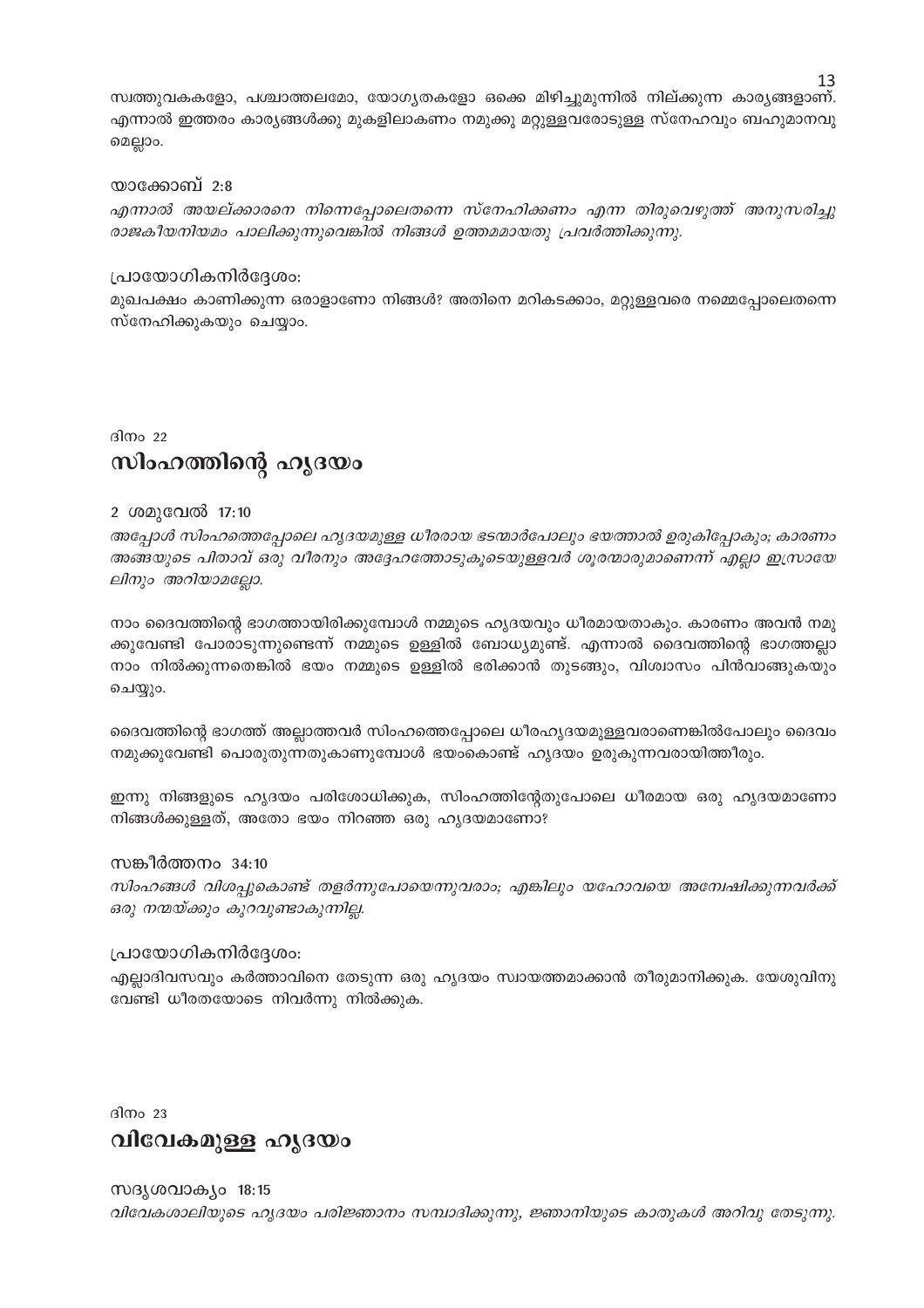സ്വത്തുവകകളോ, പശ്ചാത്തലമോ, യോഗ്യതകളോ ഒക്കെ മിഴിച്ചുമുന്നിൽ നില്ക്കുന്ന കാര്യങ്ങളാണ്. എന്നാൽ ഇത്തരം കാര്യങ്ങൾക്കു മുകളിലാകണം നമുക്കു മറ്റുള്ളവരോടുള്ള സ്നേഹവും ബഹുമാനവു മെല്ലാം.

യാക്കോബ് 2:8

*എന്നാൽ അയല്ക്കാരനെ നിന്നെപ്പോലെതന്നെ സ്നേഹിക്കണം എന്ന തിരുവെഴുത്ത് അനുസരിച്ചു രാജകീയനിയമം പാലിക്കുന്നുവെങ്കിൽ നിങ്ങൾ ഉത്തമമായതു പ്രവർത്തിക്കുന്നു.*

പ്രായോഗികനിർദ്ദേശം:

മുഖപക്ഷം കാണിക്കുന്ന ഒരാളാണോ നിങ്ങൾ? അതിനെ മറികടക്കാം, മറ്റുള്ളവരെ നമ്മെപ്പോലെതന്നെ സ്നേഹിക്കുകയും ചെയ്യാം.

ദിനം 22

## സിംഹത്തിന്റെ ഹൃദയം

2 ശമുവേൽ 17:10

*അപ്പോൾ സിംഹത്തെപ്പോലെ ഹൃദയമുള്ള ധീരരായ ഭടന്മാർപോലും ഭയത്താൽ ഉരുകിപ്പോകും; കാരണം അങ്ങയുടെ പിതാവ് ഒരു വീരനും അദ്ദേഹത്തോടുകൂടെയുള്ളവർ ശൂരന്മാരുമാണെന്ന് എല്ലാ ഇസ്രായേലിനും അറിയാമല്ലോ.*

നാം ദൈവത്തിന്റെ ഭാഗത്തായിരിക്കുമ്പോൾ നമ്മുടെ ഹൃദയവും ധീരമായതാകും. കാരണം അവൻ നമുക്കുവേണ്ടി പോരാടുന്നുണ്ടെന്ന് നമ്മുടെ ഉള്ളിൽ ബോധ്യമുണ്ട്. എന്നാൽ ദൈവത്തിന്റെ ഭാഗത്തല്ലാ നാം നിൽക്കുന്നതെങ്കിൽ ഭയം നമ്മുടെ ഉള്ളിൽ ഭരിക്കാൻ തുടങ്ങും, വിശ്വാസം പിൻവാങ്ങുകയും ചെയ്യും.

ദൈവത്തിന്റെ ഭാഗത്ത് അല്ലാത്തവർ സിംഹത്തെപ്പോലെ ധീരഹൃദയമുള്ളവരാണെങ്കിൽപോലും ദൈവം നമുക്കുവേണ്ടി പൊരുതുന്നതുകാണുമ്പോൾ ഭയംകൊണ്ട് ഹൃദയം ഉരുകുന്നവരായിത്തീരും.

ഇന്നു നിങ്ങളുടെ ഹൃദയം പരിശോധിക്കുക, സിംഹത്തിന്റേതുപോലെ ധീരമായ ഒരു ഹൃദയമാണോ നിങ്ങൾക്കുള്ളത്, അതോ ഭയം നിറഞ്ഞ ഒരു ഹൃദയമാണോ?

സങ്കീർത്തനം 34:10

*സിംഹങ്ങൾ വിശപ്പുകൊണ്ട് തളർന്നുപോയെന്നുവരാം; എങ്കിലും യഹോവയെ അന്വേഷിക്കുന്നവർക്ക് ഒരു നന്മയ്ക്കും കുറവുണ്ടാകുന്നില്ല.*

പ്രായോഗികനിർദ്ദേശം:

എല്ലാദിവസവും കർത്താവിനെ തേടുന്ന ഒരു ഹൃദയം സ്വായത്തമാക്കാൻ തീരുമാനിക്കുക. യേശുവിനു വേണ്ടി ധീരതയോടെ നിവർന്നു നിൽക്കുക.

ദിനം 23

## വിവേകമുള്ള ഹൃദയം

സദൃശവാക്യം 18:15

*വിവേകശാലിയുടെ ഹൃദയം പരിജ്ഞാനം സമ്പാദിക്കുന്നു, ജ്ഞാനിയുടെ കാതുകൾ അറിവു തേടുന്നു.*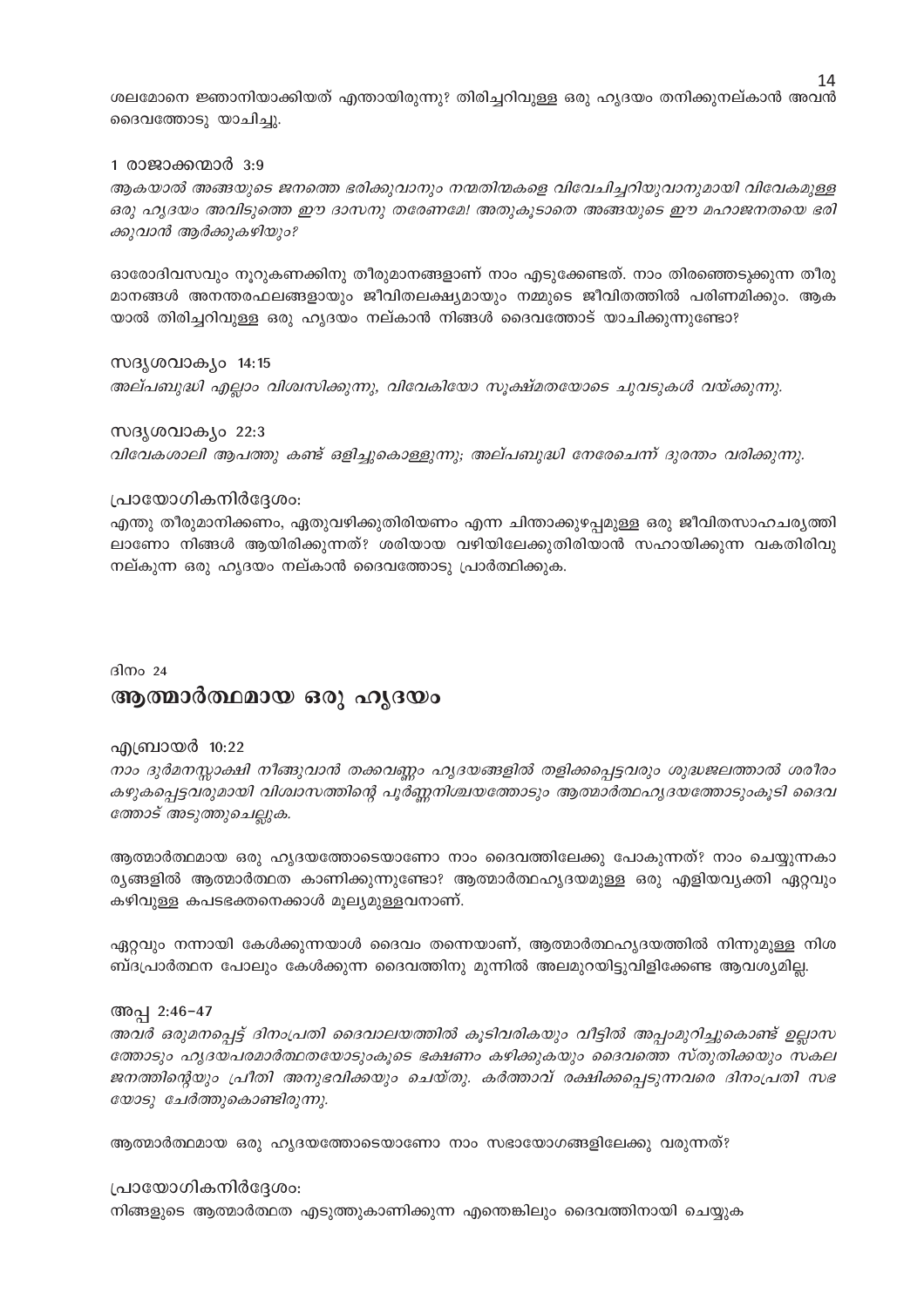ശലമോനെ ജ്ഞാനിയാക്കിയത് എന്തായിരുന്നു? തിരിച്ചറിവുള്ള ഒരു ഹൃദയം തനിക്കുനല്കാൻ അവൻ ദൈവത്തോടു യാചിച്ചു.

1 രാജാക്കന്മാർ 3:9
*ആകയാൽ അങ്ങയുടെ ജനത്തെ ഭരിക്കുവാനും നന്മതിന്മകളെ വിവേചിച്ചറിയുവാനുമായി വിവേകമുള്ള ഒരു ഹൃദയം അവിടുത്തെ ഈ ദാസനു തരേണമേ! അതുകൂടാതെ അങ്ങയുടെ ഈ മഹാജനതയെ ഭരിക്കുവാൻ ആർക്കുകഴിയും?*

ഓരോദിവസവും നൂറുകണക്കിനു തീരുമാനങ്ങളാണ് നാം എടുക്കേണ്ടത്. നാം തിരഞ്ഞെടുക്കുന്ന തീരുമാനങ്ങൾ അനന്തരഫലങ്ങളായും ജീവിതലക്ഷ്യമായും നമ്മുടെ ജീവിതത്തിൽ പരിണമിക്കും. ആകയാൽ തിരിച്ചറിവുള്ള ഒരു ഹൃദയം നല്കാൻ നിങ്ങൾ ദൈവത്തോട് യാചിക്കുന്നുണ്ടോ?

സദൃശവാക്യം 14:15
*അല്പബുദ്ധി എല്ലാം വിശ്വസിക്കുന്നു, വിവേകിയോ സൂക്ഷ്മതയോടെ ചുവടുകൾ വയ്ക്കുന്നു.*

സദൃശവാക്യം 22:3
*വിവേകശാലി ആപത്തു കണ്ട് ഒളിച്ചുകൊള്ളുന്നു; അല്പബുദ്ധി നേരേചെന്ന് ദുരന്തം വരിക്കുന്നു.*

പ്രായോഗികനിർദ്ദേശം:
എന്തു തീരുമാനിക്കണം, ഏതുവഴിക്കുതിരിയണം എന്ന ചിന്താക്കുഴപ്പമുള്ള ഒരു ജീവിതസാഹചര്യത്തിലാണോ നിങ്ങൾ ആയിരിക്കുന്നത്? ശരിയായ വഴിയിലേക്കുതിരിയാൻ സഹായിക്കുന്ന വകതിരിവു നല്കുന്ന ഒരു ഹൃദയം നല്കാൻ ദൈവത്തോടു പ്രാർത്ഥിക്കുക.

ദിനം 24

## ആത്മാർത്ഥമായ ഒരു ഹൃദയം

എബ്രായർ 10:22
*നാം ദുർമനസ്സാക്ഷി നീങ്ങുവാൻ തക്കവണ്ണം ഹൃദയങ്ങളിൽ തളിക്കപ്പെട്ടവരും ശുദ്ധജലത്താൽ ശരീരം കഴുകപ്പെട്ടവരുമായി വിശ്വാസത്തിന്റെ പൂർണ്ണനിശ്ചയത്തോടും ആത്മാർത്ഥഹൃദയത്തോടുംകൂടി ദൈവത്തോട് അടുത്തുചെല്ലുക.*

ആത്മാർത്ഥമായ ഒരു ഹൃദയത്തോടെയാണോ നാം ദൈവത്തിലേക്കു പോകുന്നത്? നാം ചെയ്യുന്നകാര്യങ്ങളിൽ ആത്മാർത്ഥത കാണിക്കുന്നുണ്ടോ? ആത്മാർത്ഥഹൃദയമുള്ള ഒരു എളിയവ്യക്തി ഏറ്റവും കഴിവുള്ള കപടഭക്തനെക്കാൾ മൂല്യമുള്ളവനാണ്.

ഏറ്റവും നന്നായി കേൾക്കുന്നയാൾ ദൈവം തന്നെയാണ്, ആത്മാർത്ഥഹൃദയത്തിൽ നിന്നുമുള്ള നിശബ്ദപ്രാർത്ഥന പോലും കേൾക്കുന്ന ദൈവത്തിനു മുന്നിൽ അലമുറയിട്ടുവിളിക്കേണ്ട ആവശ്യമില്ല.

അപ്പ 2:46-47
*അവർ ഒരുമനപ്പെട്ട് ദിനംപ്രതി ദൈവാലയത്തിൽ കൂടിവരികയും വീട്ടിൽ അപ്പംമുറിച്ചുകൊണ്ട് ഉല്ലാസത്തോടും ഹൃദയപരമാർത്ഥതയോടുംകൂടെ ഭക്ഷണം കഴിക്കുകയും ദൈവത്തെ സ്തുതിക്കയും സകല ജനത്തിന്റെയും പ്രീതി അനുഭവിക്കയും ചെയ്തു. കർത്താവ് രക്ഷിക്കപ്പെടുന്നവരെ ദിനംപ്രതി സഭയോടു ചേർത്തുകൊണ്ടിരുന്നു.*

ആത്മാർത്ഥമായ ഒരു ഹൃദയത്തോടെയാണോ നാം സഭായോഗങ്ങളിലേക്കു വരുന്നത്?

പ്രായോഗികനിർദ്ദേശം:
നിങ്ങളുടെ ആത്മാർത്ഥത എടുത്തുകാണിക്കുന്ന എന്തെങ്കിലും ദൈവത്തിനായി ചെയ്യുക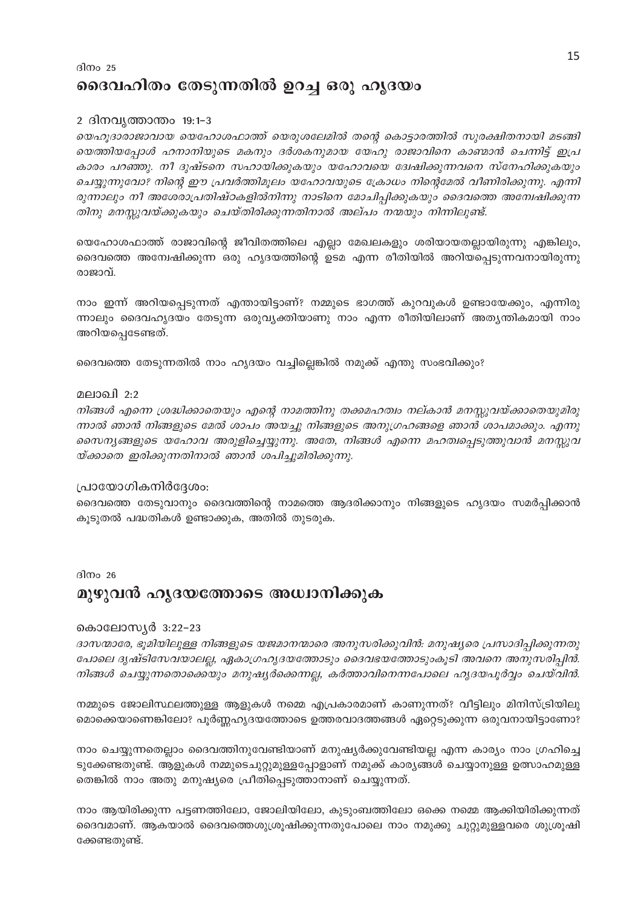ദിനം 25

## ദൈവഹിതം തേടുന്നതിൽ ഉറച്ച ഒരു ഹൃദയം

2 ദിനവൃത്താന്തം 19:1–3

*യെഹൂദാരാജാവായ യെഹോശഫാത്ത് യെരുശലേമിൽ തന്റെ കൊട്ടാരത്തിൽ സുരക്ഷിതനായി മടങ്ങിയെത്തിയപ്പോൾ ഹനാനിയുടെ മകനും ദർശകനുമായ യേഹു രാജാവിനെ കാണ്മാൻ ചെന്നിട്ട് ഇപ്രകാരം പറഞ്ഞു. നീ ദുഷ്ടനെ സഹായിക്കുകയും യഹോവയെ ദ്വേഷിക്കുന്നവനെ സ്നേഹിക്കുകയും ചെയ്യുന്നുവോ? നിന്റെ ഈ പ്രവർത്തിമൂലം യഹോവയുടെ ക്രോധം നിന്റെമേൽ വീണിരിക്കുന്നു. എന്നിരുന്നാലും നീ അശേരാപ്രതിഷ്ഠകളിൽനിന്നു നാടിനെ മോചിപ്പിക്കുകയും ദൈവത്തെ അന്വേഷിക്കുന്നതിനു മനസ്സുവയ്ക്കുകയും ചെയ്തിരിക്കുന്നതിനാൽ അല്പം നന്മയും നിന്നിലുണ്ട്.*

യെഹോശഫാത്ത് രാജാവിന്റെ ജീവിതത്തിലെ എല്ലാ മേഖലകളും ശരിയായതല്ലായിരുന്നു എങ്കിലും, ദൈവത്തെ അന്വേഷിക്കുന്ന ഒരു ഹൃദയത്തിന്റെ ഉടമ എന്ന രീതിയിൽ അറിയപ്പെടുന്നവനായിരുന്നു രാജാവ്.

നാം ഇന്ന് അറിയപ്പെടുന്നത് എന്തായിട്ടാണ്? നമ്മുടെ ഭാഗത്ത് കുറവുകൾ ഉണ്ടായേക്കും, എന്നിരുന്നാലും ദൈവഹൃദയം തേടുന്ന ഒരുവ്യക്തിയാണു നാം എന്ന രീതിയിലാണ് അത്യന്തികമായി നാം അറിയപ്പെടേണ്ടത്.

ദൈവത്തെ തേടുന്നതിൽ നാം ഹൃദയം വച്ചില്ലെങ്കിൽ നമുക്ക് എന്തു സംഭവിക്കും?

മലാഖി 2:2

*നിങ്ങൾ എന്നെ ശ്രദ്ധിക്കാതെയും എന്റെ നാമത്തിനു തക്കമഹത്വം നല്കാൻ മനസ്സുവയ്ക്കാതെയുമിരുന്നാൽ ഞാൻ നിങ്ങളുടെ മേൽ ശാപം അയച്ചു നിങ്ങളുടെ അനുഗ്രഹങ്ങളെ ഞാൻ ശാപമാക്കും. എന്നു സൈന്യങ്ങളുടെ യഹോവ അരുളിച്ചെയ്യുന്നു. അതേ, നിങ്ങൾ എന്നെ മഹത്വപ്പെടുത്തുവാൻ മനസ്സുവയ്ക്കാതെ ഇരിക്കുന്നതിനാൽ ഞാൻ ശപിച്ചുമിരിക്കുന്നു.*

പ്രായോഗികനിർദ്ദേശം:

ദൈവത്തെ തേടുവാനും ദൈവത്തിന്റെ നാമത്തെ ആദരിക്കാനും നിങ്ങളുടെ ഹൃദയം സമർപ്പിക്കാൻ കൂടുതൽ പദ്ധതികൾ ഉണ്ടാക്കുക, അതിൽ തുടരുക.

ദിനം 26

## മുഴുവൻ ഹൃദയത്തോടെ അധ്വാനിക്കുക

കൊലോസ്യർ 3:22–23

*ദാസന്മാരേ, ഭൂമിയിലുള്ള നിങ്ങളുടെ യജമാനന്മാരെ അനുസരിക്കുവിൻ: മനുഷ്യരെ പ്രസാദിപ്പിക്കുന്നതു പോലെ ദൃഷ്ടിസേവയാലല്ല, ഏകാഗ്രഹൃദയത്തോടും ദൈവഭയത്തോടുംകൂടി അവനെ അനുസരിപ്പിൻ. നിങ്ങൾ ചെയ്യുന്നതൊക്കെയും മനുഷ്യർക്കെന്നല്ല, കർത്താവിനെന്നപോലെ ഹൃദയപൂർവ്വം ചെയ്‌വിൻ.*

നമ്മുടെ ജോലിസ്ഥലത്തുള്ള ആളുകൾ നമ്മെ എപ്രകാരമാണ് കാണുന്നത്? വീട്ടിലും മിനിസ്ട്രിയിലുമൊക്കെയാണെങ്കിലോ? പൂർണ്ണഹൃദയത്തോടെ ഉത്തരവാദത്തങ്ങൾ ഏറ്റെടുക്കുന്ന ഒരുവനായിട്ടാണോ?

നാം ചെയ്യുന്നതെല്ലാം ദൈവത്തിനുവേണ്ടിയാണ് മനുഷ്യർക്കുവേണ്ടിയല്ല എന്ന കാര്യം നാം ഗ്രഹിച്ചെടുക്കേണ്ടതുണ്ട്. ആളുകൾ നമ്മുടെചുറ്റുമുള്ളപ്പോളാണ് നമുക്ക് കാര്യങ്ങൾ ചെയ്യാനുള്ള ഉത്സാഹമുള്ളതെങ്കിൽ നാം അതു മനുഷ്യരെ പ്രീതിപ്പെടുത്താനാണ് ചെയ്യുന്നത്.

നാം ആയിരിക്കുന്ന പട്ടണത്തിലോ, ജോലിയിലോ, കുടുംബത്തിലോ ഒക്കെ നമ്മെ ആക്കിയിരിക്കുന്നത് ദൈവമാണ്. ആകയാൽ ദൈവത്തെശുശ്രൂഷിക്കുന്നതുപോലെ നാം നമുക്കു ചുറ്റുമുള്ളവരെ ശുശ്രൂഷിക്കേണ്ടതുണ്ട്.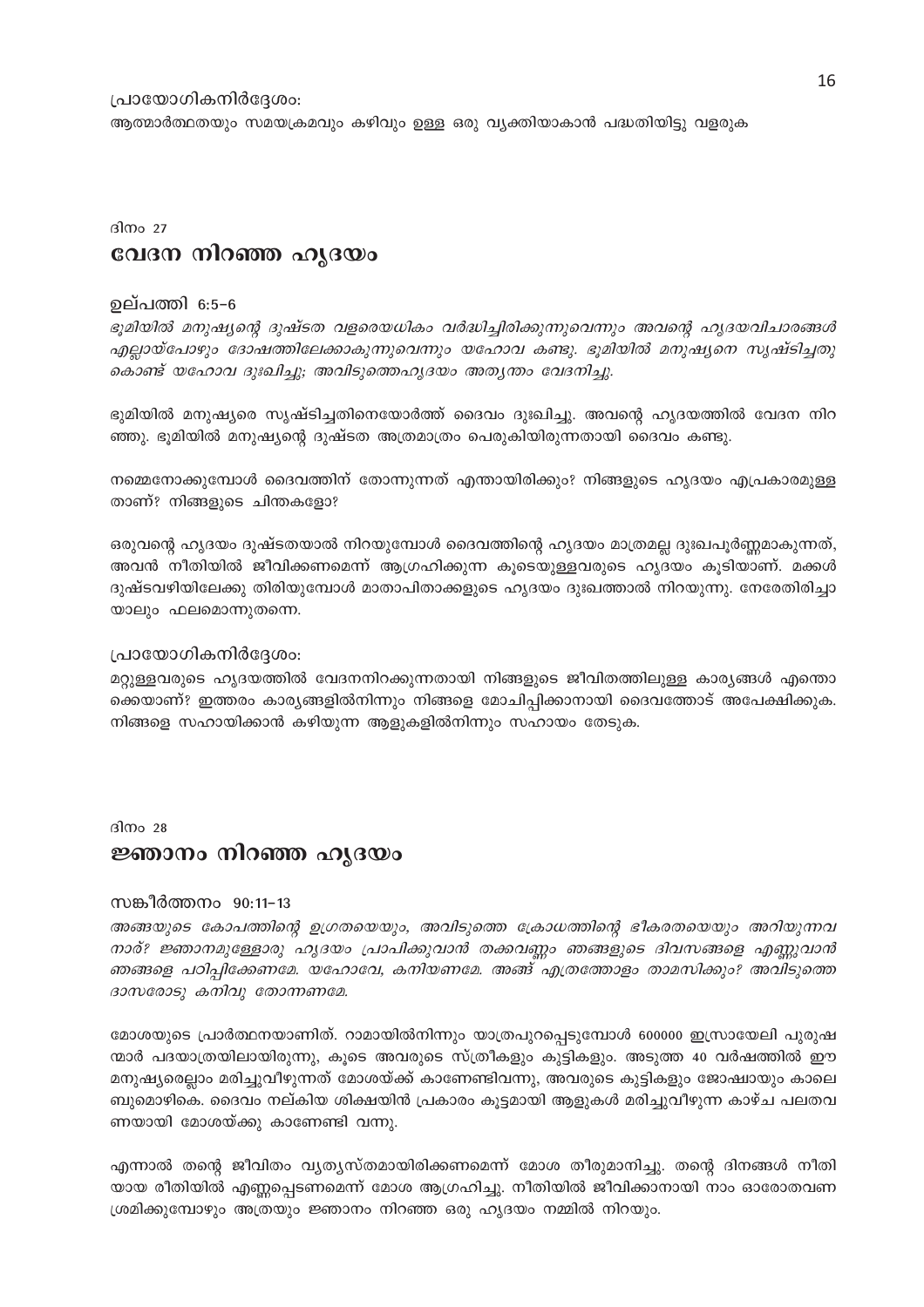പ്രായോഗികനിർദ്ദേശം:
ആത്മാർത്ഥതയും സമയക്രമവും കഴിവും ഉള്ള ഒരു വ്യക്തിയാകാൻ പദ്ധതിയിട്ടു വളരുക

ദിനം 27

## വേദന നിറഞ്ഞ ഹൃദയം

ഉല്പത്തി 6:5–6

*ഭൂമിയിൽ മനുഷ്യന്റെ ദുഷ്ടത വളരെയധികം വർദ്ധിച്ചിരിക്കുന്നുവെന്നും അവന്റെ ഹൃദയവിചാരങ്ങൾ എല്ലായ്പോഴും ദോഷത്തിലേക്കാകുന്നുവെന്നും യഹോവ കണ്ടു. ഭൂമിയിൽ മനുഷ്യനെ സൃഷ്ടിച്ചതു കൊണ്ട് യഹോവ ദുഃഖിച്ചു; അവിടുത്തെഹൃദയം അത്യന്തം വേദനിച്ചു.*

ഭൂമിയിൽ മനുഷ്യരെ സൃഷ്ടിച്ചതിനെയോർത്ത് ദൈവം ദുഃഖിച്ചു. അവന്റെ ഹൃദയത്തിൽ വേദന നിറഞ്ഞു. ഭൂമിയിൽ മനുഷ്യന്റെ ദുഷ്ടത അത്രമാത്രം പെരുകിയിരുന്നതായി ദൈവം കണ്ടു.

നമ്മെനോക്കുമ്പോൾ ദൈവത്തിന് തോന്നുന്നത് എന്തായിരിക്കും? നിങ്ങളുടെ ഹൃദയം എപ്രകാരമുള്ളതാണ്? നിങ്ങളുടെ ചിന്തകളോ?

ഒരുവന്റെ ഹൃദയം ദുഷ്ടതയാൽ നിറയുമ്പോൾ ദൈവത്തിന്റെ ഹൃദയം മാത്രമല്ല ദുഃഖപൂർണ്ണമാകുന്നത്, അവൻ നീതിയിൽ ജീവിക്കണമെന്ന് ആഗ്രഹിക്കുന്ന കൂടെയുള്ളവരുടെ ഹൃദയം കൂടിയാണ്. മക്കൾ ദുഷ്ടവഴിയിലേക്കു തിരിയുമ്പോൾ മാതാപിതാക്കളുടെ ഹൃദയം ദുഃഖത്താൽ നിറയുന്നു. നേരേതിരിച്ചായാലും ഫലമൊന്നുതന്നെ.

പ്രായോഗികനിർദ്ദേശം:
മറ്റുള്ളവരുടെ ഹൃദയത്തിൽ വേദനനിറക്കുന്നതായി നിങ്ങളുടെ ജീവിതത്തിലുള്ള കാര്യങ്ങൾ എന്തൊക്കെയാണ്? ഇത്തരം കാര്യങ്ങളിൽനിന്നും നിങ്ങളെ മോചിപ്പിക്കാനായി ദൈവത്തോട് അപേക്ഷിക്കുക. നിങ്ങളെ സഹായിക്കാൻ കഴിയുന്ന ആളുകളിൽനിന്നും സഹായം തേടുക.

ദിനം 28

## ജ്ഞാനം നിറഞ്ഞ ഹൃദയം

സങ്കീർത്തനം 90:11–13

*അങ്ങയുടെ കോപത്തിന്റെ ഉഗ്രതയെയും, അവിടുത്തെ ക്രോധത്തിന്റെ ഭീകരതയെയും അറിയുന്നവനാർ? ജ്ഞാനമുള്ളോരു ഹൃദയം പ്രാപിക്കുവാൻ തക്കവണ്ണം ഞങ്ങളുടെ ദിവസങ്ങളെ എണ്ണുവാൻ ഞങ്ങളെ പഠിപ്പിക്കേണമേ. യഹോവേ, കനിയണമേ. അങ്ങ് എത്രത്തോളം താമസിക്കും? അവിടുത്തെ ദാസരോടു കനിവു തോന്നണമേ.*

മോശയുടെ പ്രാർത്ഥനയാണിത്. റാമായിൽനിന്നും യാത്രപുറപ്പെടുമ്പോൾ 600000 ഇസ്രായേലി പുരുഷന്മാർ പദയാത്രയിലായിരുന്നു, കൂടെ അവരുടെ സ്ത്രീകളും കുട്ടികളും. അടുത്ത 40 വർഷത്തിൽ ഈ മനുഷ്യരെല്ലാം മരിച്ചുവീഴുന്നത് മോശയ്ക്ക് കാണേണ്ടിവന്നു, അവരുടെ കുട്ടികളും ജോഷ്വായും കാലെബുമൊഴികെ. ദൈവം നല്കിയ ശിക്ഷയിൻ പ്രകാരം കൂട്ടമായി ആളുകൾ മരിച്ചുവീഴുന്ന കാഴ്ച പലതവണയായി മോശയ്ക്കു കാണേണ്ടി വന്നു.

എന്നാൽ തന്റെ ജീവിതം വ്യത്യസ്തമായിരിക്കണമെന്ന് മോശ തീരുമാനിച്ചു. തന്റെ ദിനങ്ങൾ നീതിയായ രീതിയിൽ എണ്ണപ്പെടണമെന്ന് മോശ ആഗ്രഹിച്ചു. നീതിയിൽ ജീവിക്കാനായി നാം ഓരോതവണ ശ്രമിക്കുമ്പോഴും അത്രയും ജ്ഞാനം നിറഞ്ഞ ഒരു ഹൃദയം നമ്മിൽ നിറയും.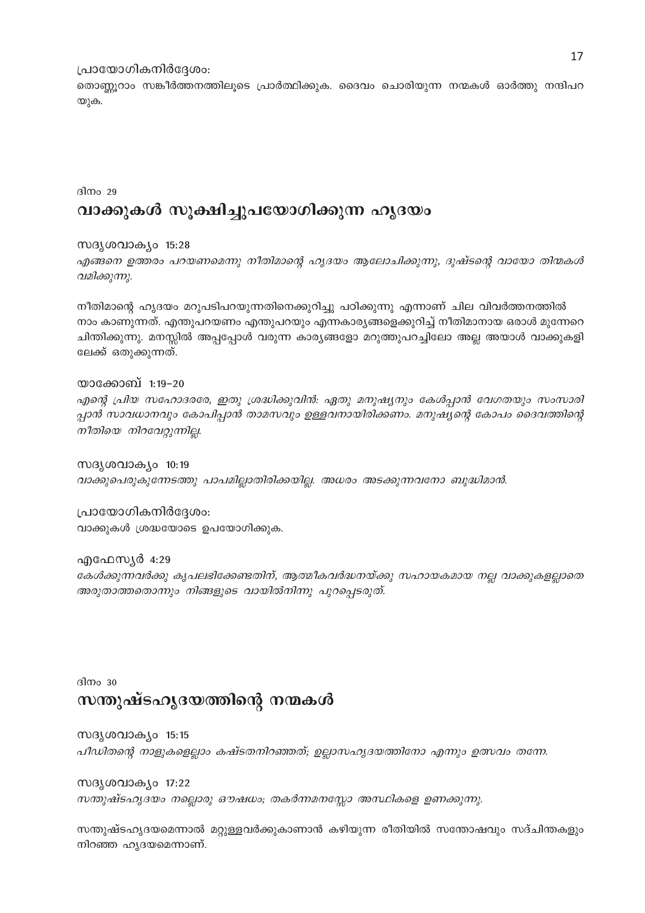പ്രായോഗികനിർദ്ദേശം:
തൊണ്ണൂറാം സങ്കീർത്തനത്തിലൂടെ പ്രാർത്ഥിക്കുക. ദൈവം ചൊരിയുന്ന നന്മകൾ ഓർത്തു നന്ദിപറയുക.

ദിനം 29

## വാക്കുകൾ സൂക്ഷിച്ചുപയോഗിക്കുന്ന ഹൃദയം

സദൃശവാക്യം 15:28
*എങ്ങനെ ഉത്തരം പറയണമെന്നു നീതിമാന്റെ ഹൃദയം ആലോചിക്കുന്നു, ദുഷ്ടന്റെ വായോ തിന്മകൾ വമിക്കുന്നു.*

നീതിമാന്റെ ഹൃദയം മറുപടിപറയുന്നതിനെക്കുറിച്ചു പഠിക്കുന്നു എന്നാണ് ചില വിവർത്തനത്തിൽ നാം കാണുന്നത്. എന്തുപറയണം എന്തുപറയും എന്നകാര്യങ്ങളെക്കുറിച്ച് നീതിമാനായ ഒരാൾ മുന്നേറെ ചിന്തിക്കുന്നു. മനസ്സിൽ അപ്പപ്പോൾ വരുന്ന കാര്യങ്ങളോ മറുത്തുപറച്ചിലോ അല്ല അയാൾ വാക്കുകളിലേക്ക് ഒതുക്കുന്നത്.

യാക്കോബ് 1:19-20
*എന്റെ പ്രിയ സഹോദരരേ, ഇതു ശ്രദ്ധിക്കുവിൻ: ഏതു മനുഷ്യനും കേൾപ്പാൻ വേഗതയും സംസാരിപ്പാൻ സാവധാനവും കോപിപ്പാൻ താമസവും ഉള്ളവനായിരിക്കണം. മനുഷ്യന്റെ കോപം ദൈവത്തിന്റെ നീതിയെ നിറവേറ്റുന്നില്ല.*

സദൃശവാക്യം 10:19
*വാക്കുപെരുകുന്നേടത്തു പാപമില്ലാതിരിക്കയില്ല. അധരം അടക്കുന്നവനോ ബുദ്ധിമാൻ.*

പ്രായോഗികനിർദ്ദേശം:
വാക്കുകൾ ശ്രദ്ധയോടെ ഉപയോഗിക്കുക.

എഫേസ്യർ 4:29
*കേൾക്കുന്നവർക്കു കൃപലഭിക്കേണ്ടതിന്, ആത്മീകവർദ്ധനയ്ക്കു സഹായകമായ നല്ല വാക്കുകളല്ലാതെ അരുതാത്തതൊന്നും നിങ്ങളുടെ വായിൽനിന്നു പുറപ്പെടരുത്.*

ദിനം 30

## സന്തുഷ്ടഹൃദയത്തിന്റെ നന്മകൾ

സദൃശവാക്യം 15:15
*പീഡിതന്റെ നാളുകളെല്ലാം കഷ്ടതനിറഞ്ഞത്; ഉല്ലാസഹൃദയത്തിനോ എന്നും ഉത്സവം തന്നേ.*

സദൃശവാക്യം 17:22
*സന്തുഷ്ടഹൃദയം നല്ലൊരു ഔഷധം; തകർന്നമനസ്സോ അസ്ഥികളെ ഉണക്കുന്നു.*

സന്തുഷ്ടഹൃദയമെന്നാൽ മറ്റുള്ളവർക്കുകാണാൻ കഴിയുന്ന രീതിയിൽ സന്തോഷവും സദ്ചിന്തകളും നിറഞ്ഞ ഹൃദയമെന്നാണ്.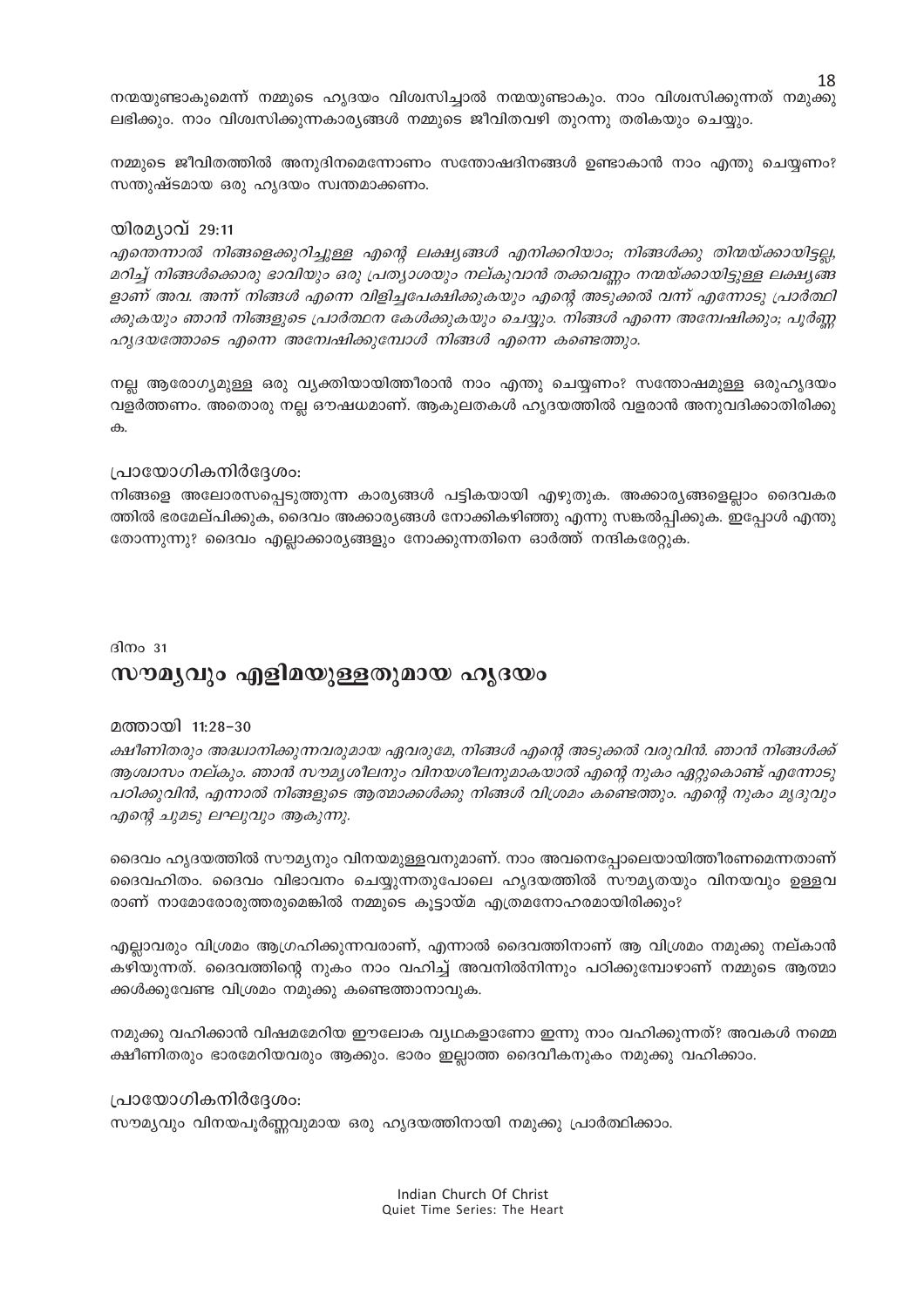നന്മയുണ്ടാകുമെന്ന് നമ്മുടെ ഹൃദയം വിശ്വസിച്ചാൽ നന്മയുണ്ടാകും. നാം വിശ്വസിക്കുന്നത് നമുക്കു ലഭിക്കും. നാം വിശ്വസിക്കുന്നകാര്യങ്ങൾ നമ്മുടെ ജീവിതവഴി തുറന്നു തരികയും ചെയ്യും.

നമ്മുടെ ജീവിതത്തിൽ അനുദിനമെന്നോണം സന്തോഷദിനങ്ങൾ ഉണ്ടാകാൻ നാം എന്തു ചെയ്യണം? സന്തുഷ്ടമായ ഒരു ഹൃദയം സ്വന്തമാക്കണം.

യിരമ്യാവ് 29:11

*എന്തെന്നാൽ നിങ്ങളെക്കുറിച്ചുള്ള എന്റെ ലക്ഷ്യങ്ങൾ എനിക്കറിയാം; നിങ്ങൾക്കു തിന്മയ്ക്കായിട്ടല്ല, മറിച്ച് നിങ്ങൾക്കൊരു ഭാവിയും ഒരു പ്രത്യാശയും നല്കുവാൻ തക്കവണ്ണം നന്മയ്ക്കായിട്ടുള്ള ലക്ഷ്യങ്ങളാണ് അവ. അന്ന് നിങ്ങൾ എന്നെ വിളിച്ചപേക്ഷിക്കുകയും എന്റെ അടുക്കൽ വന്ന് എന്നോടു പ്രാർത്ഥിക്കുകയും ഞാൻ നിങ്ങളുടെ പ്രാർത്ഥന കേൾക്കുകയും ചെയ്യും. നിങ്ങൾ എന്നെ അന്വേഷിക്കും; പൂർണ്ണ ഹൃദയത്തോടെ എന്നെ അന്വേഷിക്കുമ്പോൾ നിങ്ങൾ എന്നെ കണ്ടെത്തും.*

നല്ല ആരോഗ്യമുള്ള ഒരു വ്യക്തിയായിത്തീരാൻ നാം എന്തു ചെയ്യണം? സന്തോഷമുള്ള ഒരുഹൃദയം വളർത്തണം. അതൊരു നല്ല ഔഷധമാണ്. ആകുലതകൾ ഹൃദയത്തിൽ വളരാൻ അനുവദിക്കാതിരിക്കുക.

പ്രായോഗികനിർദ്ദേശം:

നിങ്ങളെ അലോരസപ്പെടുത്തുന്ന കാര്യങ്ങൾ പട്ടികയായി എഴുതുക. അക്കാര്യങ്ങളെല്ലാം ദൈവകരത്തിൽ ഭരമേല്പിക്കുക, ദൈവം അക്കാര്യങ്ങൾ നോക്കികഴിഞ്ഞു എന്നു സങ്കൽപ്പിക്കുക. ഇപ്പോൾ എന്തു തോന്നുന്നു? ദൈവം എല്ലാക്കാര്യങ്ങളും നോക്കുന്നതിനെ ഓർത്ത് നന്ദികരേറ്റുക.

ദിനം 31

## സൗമ്യവും എളിമയുള്ളതുമായ ഹൃദയം

മത്തായി 11:28–30

*ക്ഷീണിതരും അദ്ധ്വാനിക്കുന്നവരുമായ ഏവരുമേ, നിങ്ങൾ എന്റെ അടുക്കൽ വരുവിൻ. ഞാൻ നിങ്ങൾക്ക് ആശ്വാസം നല്കും. ഞാൻ സൗമ്യശീലനും വിനയശീലനുമാകയാൽ എന്റെ നുകം ഏറ്റുകൊണ്ട് എന്നോടു പഠിക്കുവിൻ, എന്നാൽ നിങ്ങളുടെ ആത്മാക്കൾക്കു നിങ്ങൾ വിശ്രമം കണ്ടെത്തും. എന്റെ നുകം മൃദുവും എന്റെ ചുമടു ലഘുവും ആകുന്നു.*

ദൈവം ഹൃദയത്തിൽ സൗമ്യനും വിനയമുള്ളവനുമാണ്. നാം അവനെപ്പോലെയായിത്തീരണമെന്നതാണ് ദൈവഹിതം. ദൈവം വിഭാവനം ചെയ്യുന്നതുപോലെ ഹൃദയത്തിൽ സൗമ്യതയും വിനയവും ഉള്ളവരാണ് നാമോരോരുത്തരുമെങ്കിൽ നമ്മുടെ കൂട്ടായ്മ എത്രമനോഹരമായിരിക്കും?

എല്ലാവരും വിശ്രമം ആഗ്രഹിക്കുന്നവരാണ്, എന്നാൽ ദൈവത്തിനാണ് ആ വിശ്രമം നമുക്കു നല്കാൻ കഴിയുന്നത്. ദൈവത്തിന്റെ നുകം നാം വഹിച്ച് അവനിൽനിന്നും പഠിക്കുമ്പോഴാണ് നമ്മുടെ ആത്മാക്കൾക്കുവേണ്ട വിശ്രമം നമുക്കു കണ്ടെത്താനാവുക.

നമുക്കു വഹിക്കാൻ വിഷമമേറിയ ഈലോക വ്യഥകളാണോ ഇന്നു നാം വഹിക്കുന്നത്? അവകൾ നമ്മെ ക്ഷീണിതരും ഭാരമേറിയവരും ആക്കും. ഭാരം ഇല്ലാത്ത ദൈവീകനുകം നമുക്കു വഹിക്കാം.

പ്രായോഗികനിർദ്ദേശം:

സൗമ്യവും വിനയപൂർണ്ണവുമായ ഒരു ഹൃദയത്തിനായി നമുക്കു പ്രാർത്ഥിക്കാം.